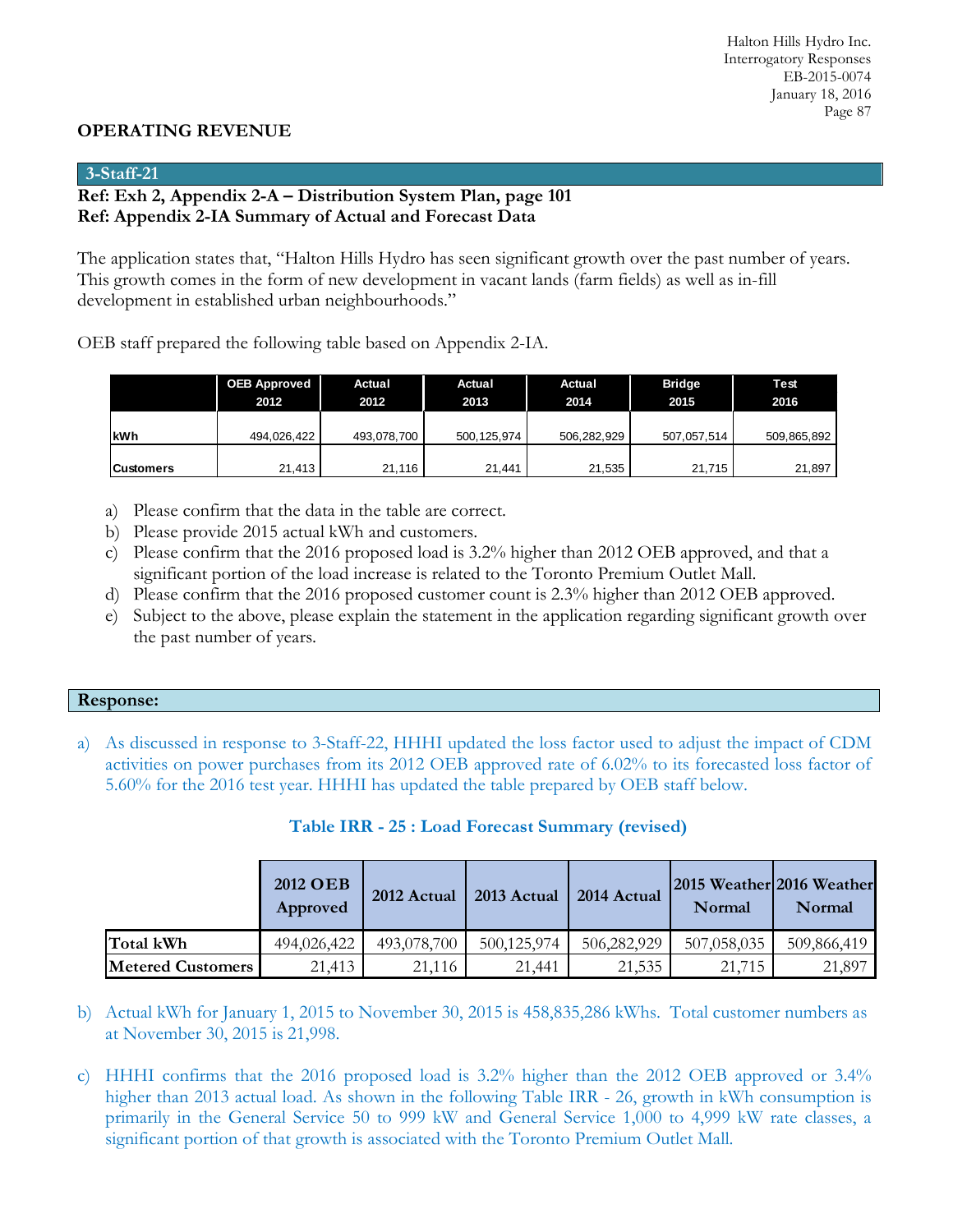## OPERATING REVENUE

### 3-Staff-21

**Ref: Exh 2, Appendix 2-A – Distribution System Plan, page 101**
**Ref: Appendix 2-IA Summary of Actual and Forecast Data**

The application states that, "Halton Hills Hydro has seen significant growth over the past number of years. This growth comes in the form of new development in vacant lands (farm fields) as well as in-fill development in established urban neighbourhoods."

OEB staff prepared the following table based on Appendix 2-IA.

| | OEB Approved 2012 | Actual 2012 | Actual 2013 | Actual 2014 | Bridge 2015 | Test 2016 |
|---|---|---|---|---|---|---|
| kWh | 494,026,422 | 493,078,700 | 500,125,974 | 506,282,929 | 507,057,514 | 509,865,892 |
| Customers | 21,413 | 21,116 | 21,441 | 21,535 | 21,715 | 21,897 |

a) Please confirm that the data in the table are correct.
b) Please provide 2015 actual kWh and customers.
c) Please confirm that the 2016 proposed load is 3.2% higher than 2012 OEB approved, and that a significant portion of the load increase is related to the Toronto Premium Outlet Mall.
d) Please confirm that the 2016 proposed customer count is 2.3% higher than 2012 OEB approved.
e) Subject to the above, please explain the statement in the application regarding significant growth over the past number of years.

### Response:

a) As discussed in response to 3-Staff-22, HHHI updated the loss factor used to adjust the impact of CDM activities on power purchases from its 2012 OEB approved rate of 6.02% to its forecasted loss factor of 5.60% for the 2016 test year. HHHI has updated the table prepared by OEB staff below.

**Table IRR - 25 : Load Forecast Summary (revised)**

| | 2012 OEB Approved | 2012 Actual | 2013 Actual | 2014 Actual | 2015 Weather Normal | 2016 Weather Normal |
|---|---|---|---|---|---|---|
| **Total kWh** | 494,026,422 | 493,078,700 | 500,125,974 | 506,282,929 | 507,058,035 | 509,866,419 |
| **Metered Customers** | 21,413 | 21,116 | 21,441 | 21,535 | 21,715 | 21,897 |

b) Actual kWh for January 1, 2015 to November 30, 2015 is 458,835,286 kWhs. Total customer numbers as at November 30, 2015 is 21,998.

c) HHHI confirms that the 2016 proposed load is 3.2% higher than the 2012 OEB approved or 3.4% higher than 2013 actual load. As shown in the following Table IRR - 26, growth in kWh consumption is primarily in the General Service 50 to 999 kW and General Service 1,000 to 4,999 kW rate classes, a significant portion of that growth is associated with the Toronto Premium Outlet Mall.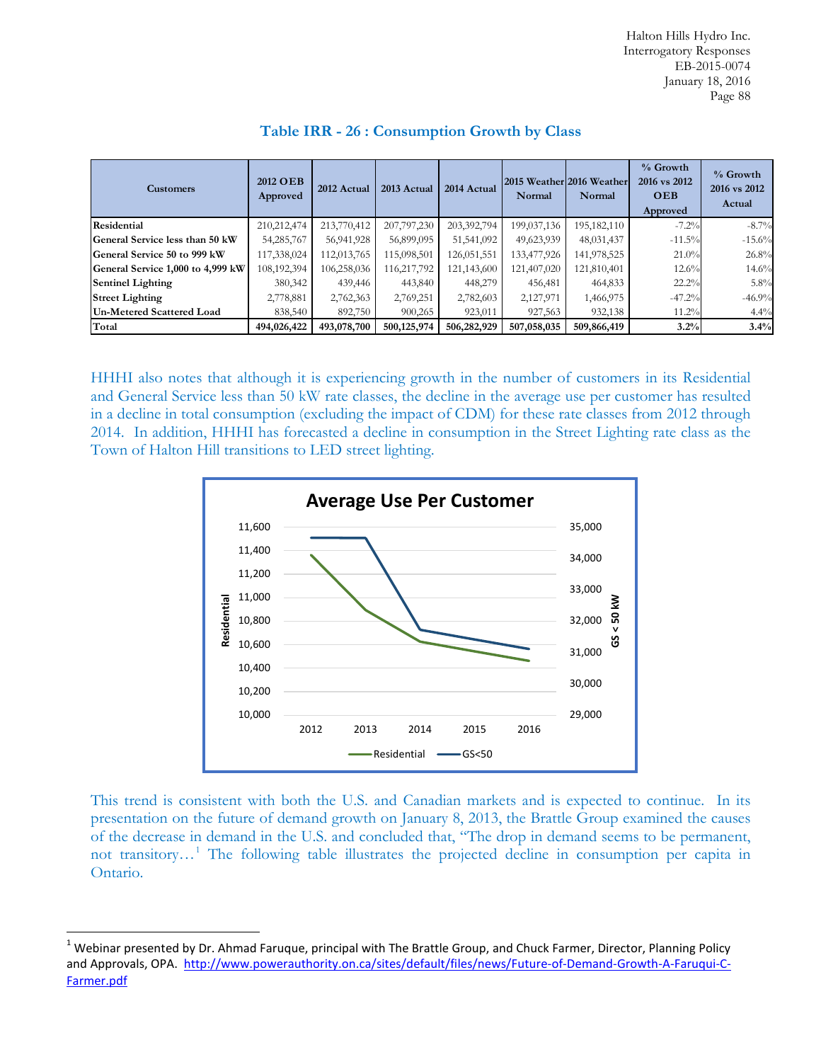## Table IRR - 26 : Consumption Growth by Class

| Customers | 2012 OEB Approved | 2012 Actual | 2013 Actual | 2014 Actual | 2015 Weather Normal | 2016 Weather Normal | % Growth 2016 vs 2012 OEB Approved | % Growth 2016 vs 2012 Actual |
|---|---|---|---|---|---|---|---|---|
| **Residential** | 210,212,474 | 213,770,412 | 207,797,230 | 203,392,794 | 199,037,136 | 195,182,110 | -7.2% | -8.7% |
| **General Service less than 50 kW** | 54,285,767 | 56,941,928 | 56,899,095 | 51,541,092 | 49,623,939 | 48,031,437 | -11.5% | -15.6% |
| **General Service 50 to 999 kW** | 117,338,024 | 112,013,765 | 115,098,501 | 126,051,551 | 133,477,926 | 141,978,525 | 21.0% | 26.8% |
| **General Service 1,000 to 4,999 kW** | 108,192,394 | 106,258,036 | 116,217,792 | 121,143,600 | 121,407,020 | 121,810,401 | 12.6% | 14.6% |
| **Sentinel Lighting** | 380,342 | 439,446 | 443,840 | 448,279 | 456,481 | 464,833 | 22.2% | 5.8% |
| **Street Lighting** | 2,778,881 | 2,762,363 | 2,769,251 | 2,782,603 | 2,127,971 | 1,466,975 | -47.2% | -46.9% |
| **Un-Metered Scattered Load** | 838,540 | 892,750 | 900,265 | 923,011 | 927,563 | 932,138 | 11.2% | 4.4% |
| **Total** | **494,026,422** | **493,078,700** | **500,125,974** | **506,282,929** | **507,058,035** | **509,866,419** | **3.2%** | **3.4%** |

HHHI also notes that although it is experiencing growth in the number of customers in its Residential and General Service less than 50 kW rate classes, the decline in the average use per customer has resulted in a decline in total consumption (excluding the impact of CDM) for these rate classes from 2012 through 2014. In addition, HHHI has forecasted a decline in consumption in the Street Lighting rate class as the Town of Halton Hill transitions to LED street lighting.

This trend is consistent with both the U.S. and Canadian markets and is expected to continue. In its presentation on the future of demand growth on January 8, 2013, the Brattle Group examined the causes of the decrease in demand in the U.S. and concluded that, "The drop in demand seems to be permanent, not transitory…[1] The following table illustrates the projected decline in consumption per capita in Ontario.

[1] Webinar presented by Dr. Ahmad Faruque, principal with The Brattle Group, and Chuck Farmer, Director, Planning Policy and Approvals, OPA. http://www.powerauthority.on.ca/sites/default/files/news/Future-of-Demand-Growth-A-Faruqui-C-Farmer.pdf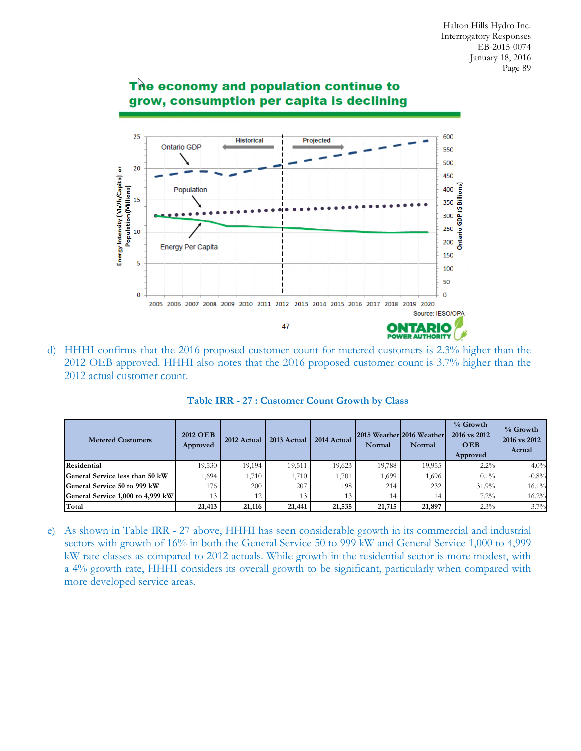## The economy and population continue to grow, consumption per capita is declining

Historical | Projected

Ontario GDP

Population

Energy Per Capita

Energy Intensity (MWh/Capita) or Population (Millions)

Ontario GDP ($ Billions)

2005 2006 2007 2008 2009 2010 2011 2012 2013 2014 2015 2016 2017 2018 2019 2020

Source: IESO/OPA

47

ONTARIO POWER AUTHORITY

d) HHHI confirms that the 2016 proposed customer count for metered customers is 2.3% higher than the 2012 OEB approved. HHHI also notes that the 2016 proposed customer count is 3.7% higher than the 2012 actual customer count.

**Table IRR - 27 : Customer Count Growth by Class**

| Metered Customers | 2012 OEB Approved | 2012 Actual | 2013 Actual | 2014 Actual | 2015 Weather Normal | 2016 Weather Normal | % Growth 2016 vs 2012 OEB Approved | % Growth 2016 vs 2012 Actual |
|---|---|---|---|---|---|---|---|---|
| Residential | 19,530 | 19,194 | 19,511 | 19,623 | 19,788 | 19,955 | 2.2% | 4.0% |
| General Service less than 50 kW | 1,694 | 1,710 | 1,710 | 1,701 | 1,699 | 1,696 | 0.1% | -0.8% |
| General Service 50 to 999 kW | 176 | 200 | 207 | 198 | 214 | 232 | 31.9% | 16.1% |
| General Service 1,000 to 4,999 kW | 13 | 12 | 13 | 13 | 14 | 14 | 7.2% | 16.2% |
| **Total** | **21,413** | **21,116** | **21,441** | **21,535** | **21,715** | **21,897** | 2.3% | 3.7% |

e) As shown in Table IRR - 27 above, HHHI has seen considerable growth in its commercial and industrial sectors with growth of 16% in both the General Service 50 to 999 kW and General Service 1,000 to 4,999 kW rate classes as compared to 2012 actuals. While growth in the residential sector is more modest, with a 4% growth rate, HHHI considers its overall growth to be significant, particularly when compared with more developed service areas.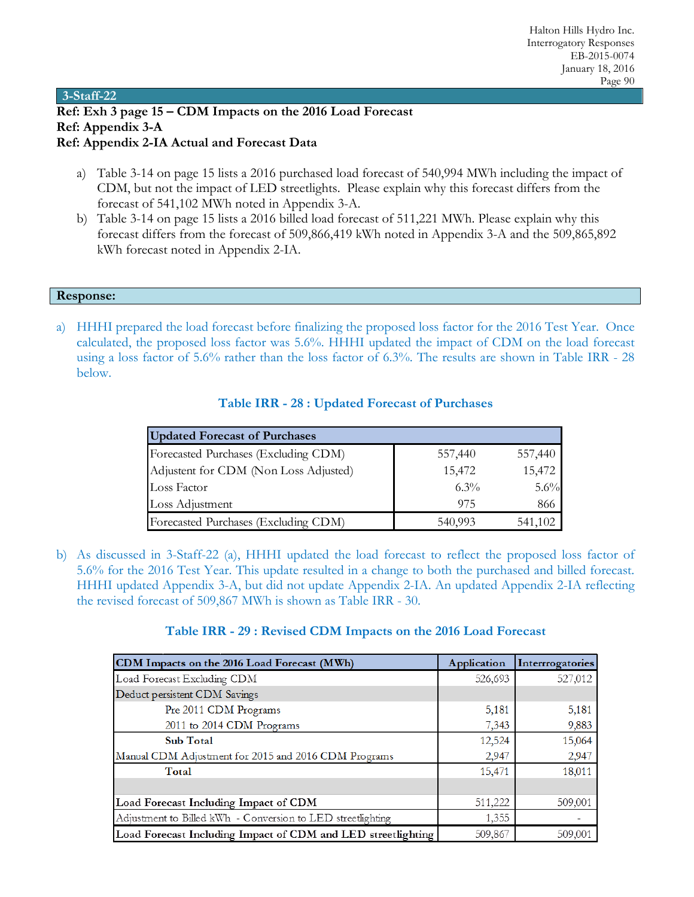## 3-Staff-22

**Ref: Exh 3 page 15 – CDM Impacts on the 2016 Load Forecast**
**Ref: Appendix 3-A**
**Ref: Appendix 2-IA Actual and Forecast Data**

a) Table 3-14 on page 15 lists a 2016 purchased load forecast of 540,994 MWh including the impact of CDM, but not the impact of LED streetlights. Please explain why this forecast differs from the forecast of 541,102 MWh noted in Appendix 3-A.

b) Table 3-14 on page 15 lists a 2016 billed load forecast of 511,221 MWh. Please explain why this forecast differs from the forecast of 509,866,419 kWh noted in Appendix 3-A and the 509,865,892 kWh forecast noted in Appendix 2-IA.

## Response:

a) HHHI prepared the load forecast before finalizing the proposed loss factor for the 2016 Test Year. Once calculated, the proposed loss factor was 5.6%. HHHI updated the impact of CDM on the load forecast using a loss factor of 5.6% rather than the loss factor of 6.3%. The results are shown in Table IRR - 28 below.

**Table IRR - 28 : Updated Forecast of Purchases**

| Updated Forecast of Purchases | | |
|---|---|---|
| Forecasted Purchases (Excluding CDM) | 557,440 | 557,440 |
| Adjustent for CDM (Non Loss Adjusted) | 15,472 | 15,472 |
| Loss Factor | 6.3% | 5.6% |
| Loss Adjustment | 975 | 866 |
| Forecasted Purchases (Excluding CDM) | 540,993 | 541,102 |

b) As discussed in 3-Staff-22 (a), HHHI updated the load forecast to reflect the proposed loss factor of 5.6% for the 2016 Test Year. This update resulted in a change to both the purchased and billed forecast. HHHI updated Appendix 3-A, but did not update Appendix 2-IA. An updated Appendix 2-IA reflecting the revised forecast of 509,867 MWh is shown as Table IRR - 30.

**Table IRR - 29 : Revised CDM Impacts on the 2016 Load Forecast**

| CDM Impacts on the 2016 Load Forecast (MWh) | Application | Interrogatories |
|---|---|---|
| Load Forecast Excluding CDM | 526,693 | 527,012 |
| Deduct persistent CDM Savings | | |
| Pre 2011 CDM Programs | 5,181 | 5,181 |
| 2011 to 2014 CDM Programs | 7,343 | 9,883 |
| **Sub Total** | 12,524 | 15,064 |
| Manual CDM Adjustment for 2015 and 2016 CDM Programs | 2,947 | 2,947 |
| **Total** | 15,471 | 18,011 |
| | | |
| **Load Forecast Including Impact of CDM** | 511,222 | 509,001 |
| Adjustment to Billed kWh - Conversion to LED streetlighting | 1,355 | - |
| **Load Forecast Including Impact of CDM and LED streetlighting** | 509,867 | 509,001 |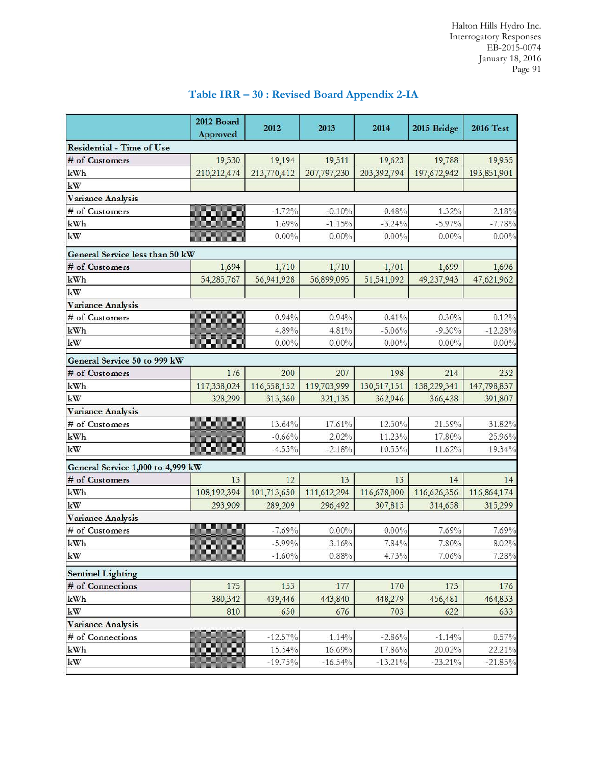## Table IRR – 30 : Revised Board Appendix 2-IA

| | 2012 Board Approved | 2012 | 2013 | 2014 | 2015 Bridge | 2016 Test |
|---|---|---|---|---|---|---|
| **Residential - Time of Use** | | | | | | |
| # of Customers | 19,530 | 19,194 | 19,511 | 19,623 | 19,788 | 19,955 |
| kWh | 210,212,474 | 213,770,412 | 207,797,230 | 203,392,794 | 197,672,942 | 193,851,901 |
| kW | | | | | | |
| **Variance Analysis** | | | | | | |
| # of Customers | | -1.72% | -0.10% | 0.48% | 1.32% | 2.18% |
| kWh | | 1.69% | -1.15% | -3.24% | -5.97% | -7.78% |
| kW | | 0.00% | 0.00% | 0.00% | 0.00% | 0.00% |
| **General Service less than 50 kW** | | | | | | |
| # of Customers | 1,694 | 1,710 | 1,710 | 1,701 | 1,699 | 1,696 |
| kWh | 54,285,767 | 56,941,928 | 56,899,095 | 51,541,092 | 49,237,943 | 47,621,962 |
| kW | | | | | | |
| **Variance Analysis** | | | | | | |
| # of Customers | | 0.94% | 0.94% | 0.41% | 0.30% | 0.12% |
| kWh | | 4.89% | 4.81% | -5.06% | -9.30% | -12.28% |
| kW | | 0.00% | 0.00% | 0.00% | 0.00% | 0.00% |
| **General Service 50 to 999 kW** | | | | | | |
| # of Customers | 176 | 200 | 207 | 198 | 214 | 232 |
| kWh | 117,338,024 | 116,558,152 | 119,703,999 | 130,517,151 | 138,229,341 | 147,798,837 |
| kW | 328,299 | 313,360 | 321,135 | 362,946 | 366,438 | 391,807 |
| **Variance Analysis** | | | | | | |
| # of Customers | | 13.64% | 17.61% | 12.50% | 21.59% | 31.82% |
| kWh | | -0.66% | 2.02% | 11.23% | 17.80% | 25.96% |
| kW | | -4.55% | -2.18% | 10.55% | 11.62% | 19.34% |
| **General Service 1,000 to 4,999 kW** | | | | | | |
| # of Customers | 13 | 12 | 13 | 13 | 14 | 14 |
| kWh | 108,192,394 | 101,713,650 | 111,612,294 | 116,678,000 | 116,626,356 | 116,864,174 |
| kW | 293,909 | 289,209 | 296,492 | 307,815 | 314,658 | 315,299 |
| **Variance Analysis** | | | | | | |
| # of Customers | | -7.69% | 0.00% | 0.00% | 7.69% | 7.69% |
| kWh | | -5.99% | 3.16% | 7.84% | 7.80% | 8.02% |
| kW | | -1.60% | 0.88% | 4.73% | 7.06% | 7.28% |
| **Sentinel Lighting** | | | | | | |
| # of Connections | 175 | 153 | 177 | 170 | 173 | 176 |
| kWh | 380,342 | 439,446 | 443,840 | 448,279 | 456,481 | 464,833 |
| kW | 810 | 650 | 676 | 703 | 622 | 633 |
| **Variance Analysis** | | | | | | |
| # of Connections | | -12.57% | 1.14% | -2.86% | -1.14% | 0.57% |
| kWh | | 15.54% | 16.69% | 17.86% | 20.02% | 22.21% |
| kW | | -19.75% | -16.54% | -13.21% | -23.21% | -21.85% |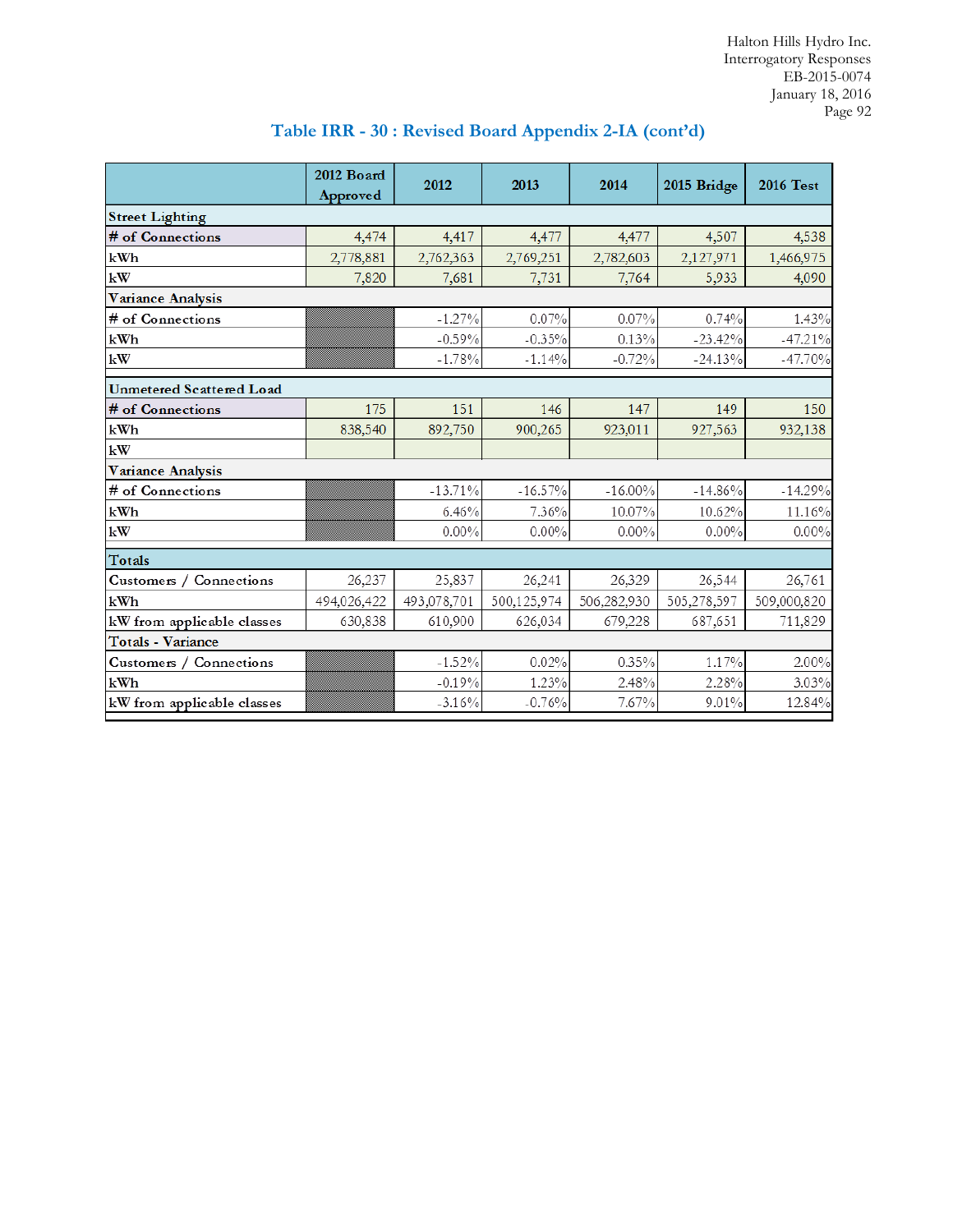## Table IRR - 30 : Revised Board Appendix 2-IA (cont'd)

| | 2012 Board Approved | 2012 | 2013 | 2014 | 2015 Bridge | 2016 Test |
|---|---|---|---|---|---|---|
| **Street Lighting** | | | | | | |
| **# of Connections** | 4,474 | 4,417 | 4,477 | 4,477 | 4,507 | 4,538 |
| kWh | 2,778,881 | 2,762,363 | 2,769,251 | 2,782,603 | 2,127,971 | 1,466,975 |
| kW | 7,820 | 7,681 | 7,731 | 7,764 | 5,933 | 4,090 |
| **Variance Analysis** | | | | | | |
| # of Connections | | -1.27% | 0.07% | 0.07% | 0.74% | 1.43% |
| kWh | | -0.59% | -0.35% | 0.13% | -23.42% | -47.21% |
| kW | | -1.78% | -1.14% | -0.72% | -24.13% | -47.70% |
| **Unmetered Scattered Load** | | | | | | |
| **# of Connections** | 175 | 151 | 146 | 147 | 149 | 150 |
| kWh | 838,540 | 892,750 | 900,265 | 923,011 | 927,563 | 932,138 |
| kW | | | | | | |
| **Variance Analysis** | | | | | | |
| # of Connections | | -13.71% | -16.57% | -16.00% | -14.86% | -14.29% |
| kWh | | 6.46% | 7.36% | 10.07% | 10.62% | 11.16% |
| kW | | 0.00% | 0.00% | 0.00% | 0.00% | 0.00% |
| **Totals** | | | | | | |
| Customers / Connections | 26,237 | 25,837 | 26,241 | 26,329 | 26,544 | 26,761 |
| kWh | 494,026,422 | 493,078,701 | 500,125,974 | 506,282,930 | 505,278,597 | 509,000,820 |
| kW from applicable classes | 630,838 | 610,900 | 626,034 | 679,228 | 687,651 | 711,829 |
| **Totals - Variance** | | | | | | |
| Customers / Connections | | -1.52% | 0.02% | 0.35% | 1.17% | 2.00% |
| kWh | | -0.19% | 1.23% | 2.48% | 2.28% | 3.03% |
| kW from applicable classes | | -3.16% | -0.76% | 7.67% | 9.01% | 12.84% |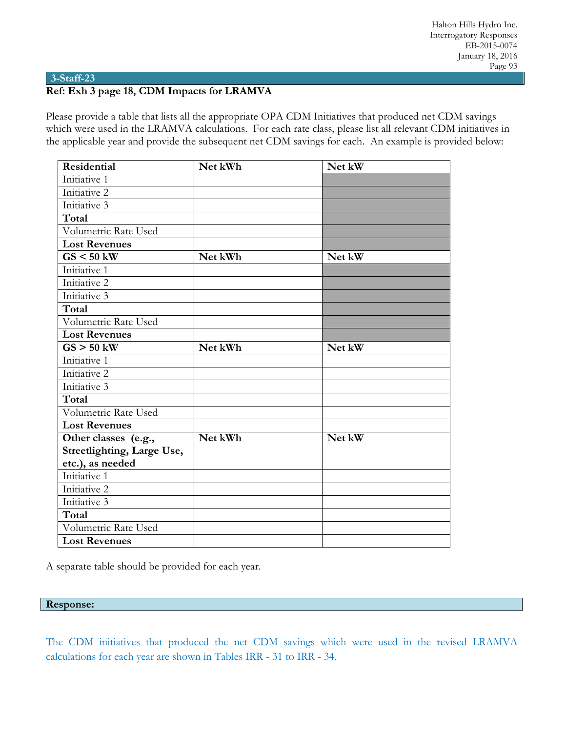## 3-Staff-23

**Ref: Exh 3 page 18, CDM Impacts for LRAMVA**

Please provide a table that lists all the appropriate OPA CDM Initiatives that produced net CDM savings which were used in the LRAMVA calculations. For each rate class, please list all relevant CDM initiatives in the applicable year and provide the subsequent net CDM savings for each. An example is provided below:

| **Residential** | **Net kWh** | **Net kW** |
|---|---|---|
| Initiative 1 | | |
| Initiative 2 | | |
| Initiative 3 | | |
| **Total** | | |
| Volumetric Rate Used | | |
| **Lost Revenues** | | |
| **GS < 50 kW** | **Net kWh** | **Net kW** |
| Initiative 1 | | |
| Initiative 2 | | |
| Initiative 3 | | |
| **Total** | | |
| Volumetric Rate Used | | |
| **Lost Revenues** | | |
| **GS > 50 kW** | **Net kWh** | **Net kW** |
| Initiative 1 | | |
| Initiative 2 | | |
| Initiative 3 | | |
| **Total** | | |
| Volumetric Rate Used | | |
| **Lost Revenues** | | |
| **Other classes (e.g., Streetlighting, Large Use, etc.), as needed** | **Net kWh** | **Net kW** |
| Initiative 1 | | |
| Initiative 2 | | |
| Initiative 3 | | |
| **Total** | | |
| Volumetric Rate Used | | |
| **Lost Revenues** | | |

A separate table should be provided for each year.

**Response:**

The CDM initiatives that produced the net CDM savings which were used in the revised LRAMVA calculations for each year are shown in Tables IRR - 31 to IRR - 34.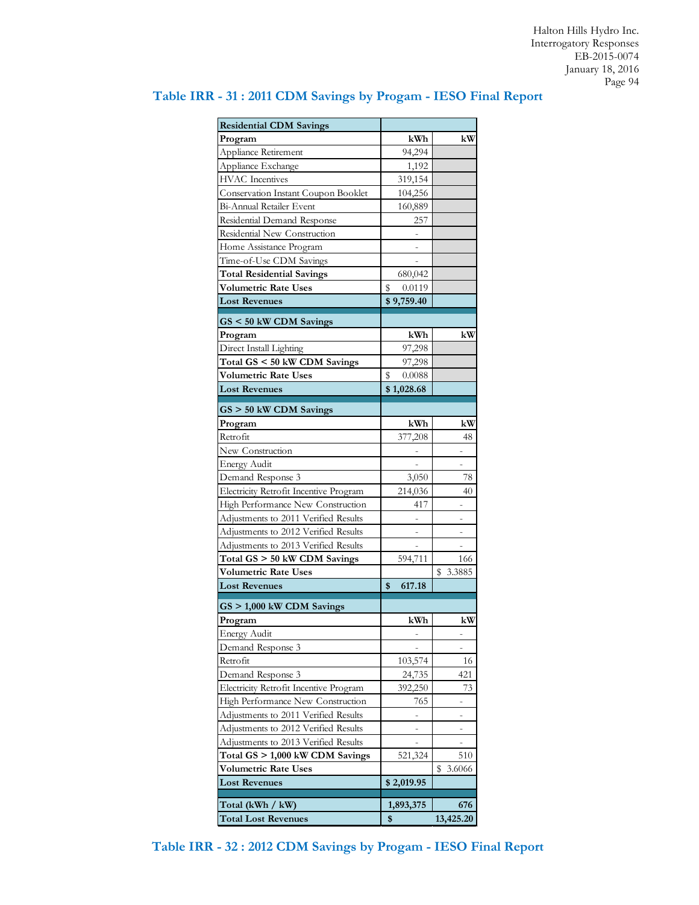## Table IRR - 31 : 2011 CDM Savings by Progam - IESO Final Report

| Residential CDM Savings | | |
|---|---|---|
| **Program** | **kWh** | **kW** |
| Appliance Retirement | 94,294 | |
| Appliance Exchange | 1,192 | |
| HVAC Incentives | 319,154 | |
| Conservation Instant Coupon Booklet | 104,256 | |
| Bi-Annual Retailer Event | 160,889 | |
| Residential Demand Response | 257 | |
| Residential New Construction | - | |
| Home Assistance Program | - | |
| Time-of-Use CDM Savings | - | |
| **Total Residential Savings** | 680,042 | |
| **Volumetric Rate Uses** | $ 0.0119 | |
| **Lost Revenues** | **$ 9,759.40** | |
| **GS < 50 kW CDM Savings** | | |
| **Program** | **kWh** | **kW** |
| Direct Install Lighting | 97,298 | |
| **Total GS < 50 kW CDM Savings** | 97,298 | |
| **Volumetric Rate Uses** | $ 0.0088 | |
| **Lost Revenues** | **$ 1,028.68** | |
| **GS > 50 kW CDM Savings** | | |
| **Program** | **kWh** | **kW** |
| Retrofit | 377,208 | 48 |
| New Construction | - | - |
| Energy Audit | - | - |
| Demand Response 3 | 3,050 | 78 |
| Electricity Retrofit Incentive Program | 214,036 | 40 |
| High Performance New Construction | 417 | - |
| Adjustments to 2011 Verified Results | - | - |
| Adjustments to 2012 Verified Results | - | - |
| Adjustments to 2013 Verified Results | - | - |
| **Total GS > 50 kW CDM Savings** | 594,711 | 166 |
| **Volumetric Rate Uses** | | $ 3.3885 |
| **Lost Revenues** | **$ 617.18** | |
| **GS > 1,000 kW CDM Savings** | | |
| **Program** | **kWh** | **kW** |
| Energy Audit | - | - |
| Demand Response 3 | - | - |
| Retrofit | 103,574 | 16 |
| Demand Response 3 | 24,735 | 421 |
| Electricity Retrofit Incentive Program | 392,250 | 73 |
| High Performance New Construction | 765 | - |
| Adjustments to 2011 Verified Results | - | - |
| Adjustments to 2012 Verified Results | - | - |
| Adjustments to 2013 Verified Results | - | - |
| **Total GS > 1,000 kW CDM Savings** | 521,324 | 510 |
| **Volumetric Rate Uses** | | $ 3.6066 |
| **Lost Revenues** | **$ 2,019.95** | |
| **Total (kWh / kW)** | **1,893,375** | **676** |
| **Total Lost Revenues** | **$** | **13,425.20** |

## Table IRR - 32 : 2012 CDM Savings by Progam - IESO Final Report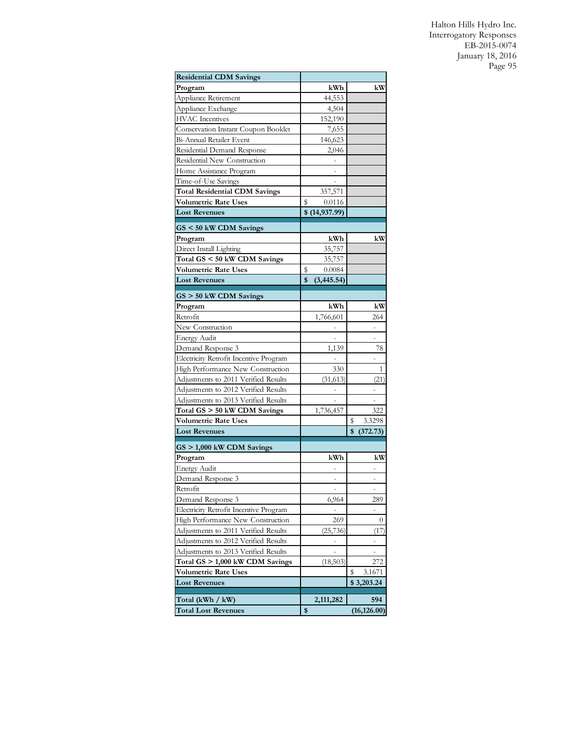| Residential CDM Savings | | |
|---|---|---|
| **Program** | **kWh** | **kW** |
| Appliance Retirement | 44,553 | |
| Appliance Exchange | 4,504 | |
| HVAC Incentives | 152,190 | |
| Conservation Instant Coupon Booklet | 7,655 | |
| Bi-Annual Retailer Event | 146,623 | |
| Residential Demand Response | 2,046 | |
| Residential New Construction | - | |
| Home Assistance Program | - | |
| Time-of-Use Savings | - | |
| **Total Residential CDM Savings** | 357,571 | |
| **Volumetric Rate Uses** | $ 0.0116 | |
| **Lost Revenues** | **$ (14,937.99)** | |

| GS < 50 kW CDM Savings | | |
|---|---|---|
| **Program** | **kWh** | **kW** |
| Direct Install Lighting | 35,757 | |
| **Total GS < 50 kW CDM Savings** | 35,757 | |
| **Volumetric Rate Uses** | $ 0.0084 | |
| **Lost Revenues** | **$ (3,445.54)** | |

| GS > 50 kW CDM Savings | | |
|---|---|---|
| **Program** | **kWh** | **kW** |
| Retrofit | 1,766,601 | 264 |
| New Construction | - | - |
| Energy Audit | - | - |
| Demand Response 3 | 1,139 | 78 |
| Electricity Retrofit Incentive Program | - | - |
| High Performance New Construction | 330 | 1 |
| Adjustments to 2011 Verified Results | (31,613) | (21) |
| Adjustments to 2012 Verified Results | - | - |
| Adjustments to 2013 Verified Results | - | - |
| **Total GS > 50 kW CDM Savings** | 1,736,457 | 322 |
| **Volumetric Rate Uses** | | $ 3.3298 |
| **Lost Revenues** | | **$ (372.73)** |

| GS > 1,000 kW CDM Savings | | |
|---|---|---|
| **Program** | **kWh** | **kW** |
| Energy Audit | - | - |
| Demand Response 3 | - | - |
| Retrofit | - | - |
| Demand Response 3 | 6,964 | 289 |
| Electricity Retrofit Incentive Program | - | - |
| High Performance New Construction | 269 | 0 |
| Adjustments to 2011 Verified Results | (25,736) | (17) |
| Adjustments to 2012 Verified Results | - | - |
| Adjustments to 2013 Verified Results | - | - |
| **Total GS > 1,000 kW CDM Savings** | (18,503) | 272 |
| **Volumetric Rate Uses** | | $ 3.1671 |
| **Lost Revenues** | | **$ 3,203.24** |

| | | |
|---|---|---|
| **Total (kWh / kW)** | **2,111,282** | **594** |
| **Total Lost Revenues** | **$** | **(16,126.00)** |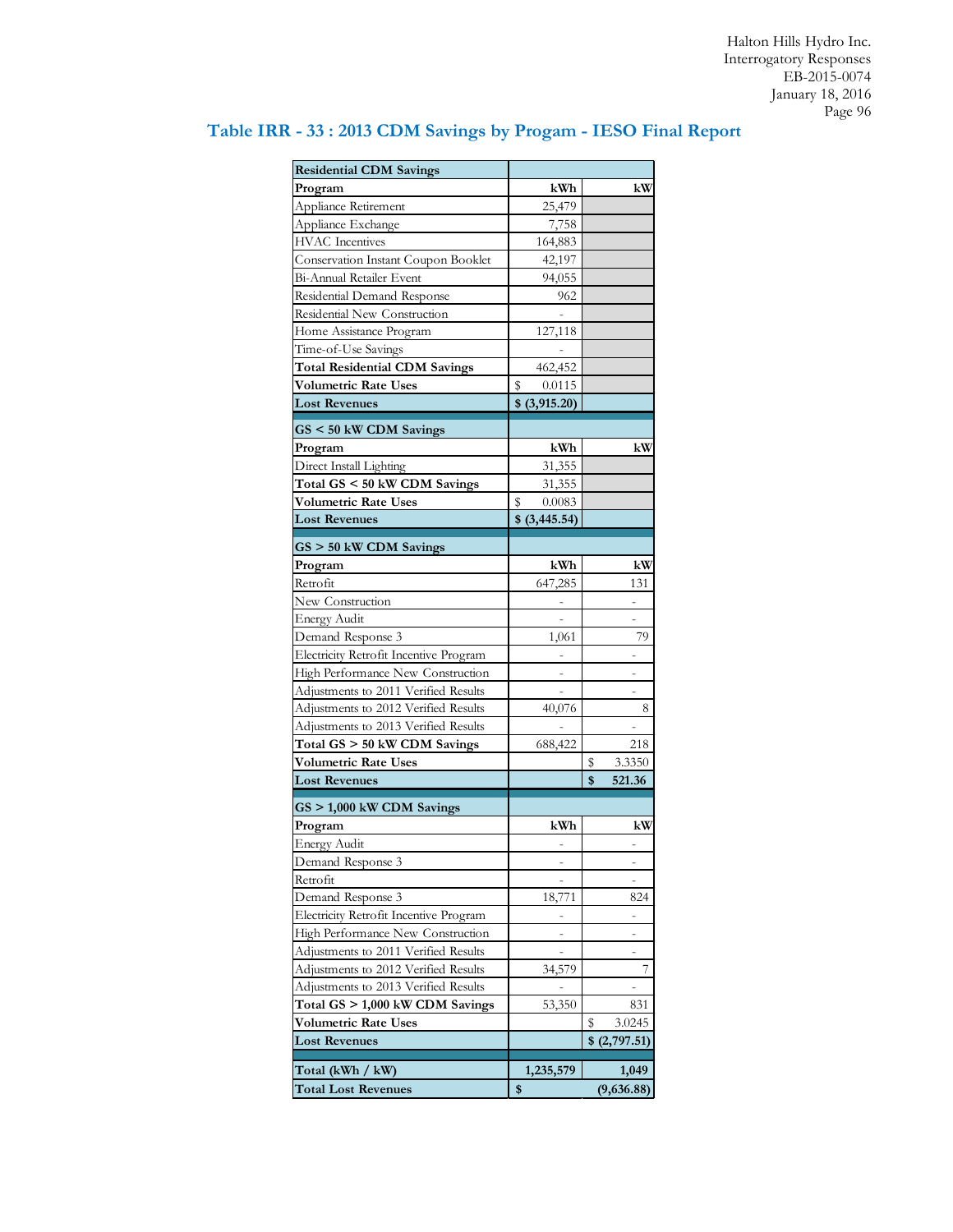## Table IRR - 33 : 2013 CDM Savings by Progam - IESO Final Report

| Residential CDM Savings | | |
|---|---|---|
| **Program** | **kWh** | **kW** |
| Appliance Retirement | 25,479 | |
| Appliance Exchange | 7,758 | |
| HVAC Incentives | 164,883 | |
| Conservation Instant Coupon Booklet | 42,197 | |
| Bi-Annual Retailer Event | 94,055 | |
| Residential Demand Response | 962 | |
| Residential New Construction | - | |
| Home Assistance Program | 127,118 | |
| Time-of-Use Savings | - | |
| **Total Residential CDM Savings** | 462,452 | |
| **Volumetric Rate Uses** | $ 0.0115 | |
| **Lost Revenues** | **$ (3,915.20)** | |
| **GS < 50 kW CDM Savings** | | |
| **Program** | **kWh** | **kW** |
| Direct Install Lighting | 31,355 | |
| **Total GS < 50 kW CDM Savings** | 31,355 | |
| **Volumetric Rate Uses** | $ 0.0083 | |
| **Lost Revenues** | **$ (3,445.54)** | |
| **GS > 50 kW CDM Savings** | | |
| **Program** | **kWh** | **kW** |
| Retrofit | 647,285 | 131 |
| New Construction | - | - |
| Energy Audit | - | - |
| Demand Response 3 | 1,061 | 79 |
| Electricity Retrofit Incentive Program | - | - |
| High Performance New Construction | - | - |
| Adjustments to 2011 Verified Results | - | - |
| Adjustments to 2012 Verified Results | 40,076 | 8 |
| Adjustments to 2013 Verified Results | - | - |
| **Total GS > 50 kW CDM Savings** | 688,422 | 218 |
| **Volumetric Rate Uses** | | $ 3.3350 |
| **Lost Revenues** | | **$ 521.36** |
| **GS > 1,000 kW CDM Savings** | | |
| **Program** | **kWh** | **kW** |
| Energy Audit | - | - |
| Demand Response 3 | - | - |
| Retrofit | - | - |
| Demand Response 3 | 18,771 | 824 |
| Electricity Retrofit Incentive Program | - | - |
| High Performance New Construction | - | - |
| Adjustments to 2011 Verified Results | - | - |
| Adjustments to 2012 Verified Results | 34,579 | 7 |
| Adjustments to 2013 Verified Results | - | - |
| **Total GS > 1,000 kW CDM Savings** | 53,350 | 831 |
| **Volumetric Rate Uses** | | $ 3.0245 |
| **Lost Revenues** | | **$ (2,797.51)** |
| **Total (kWh / kW)** | **1,235,579** | **1,049** |
| **Total Lost Revenues** | **$** | **(9,636.88)** |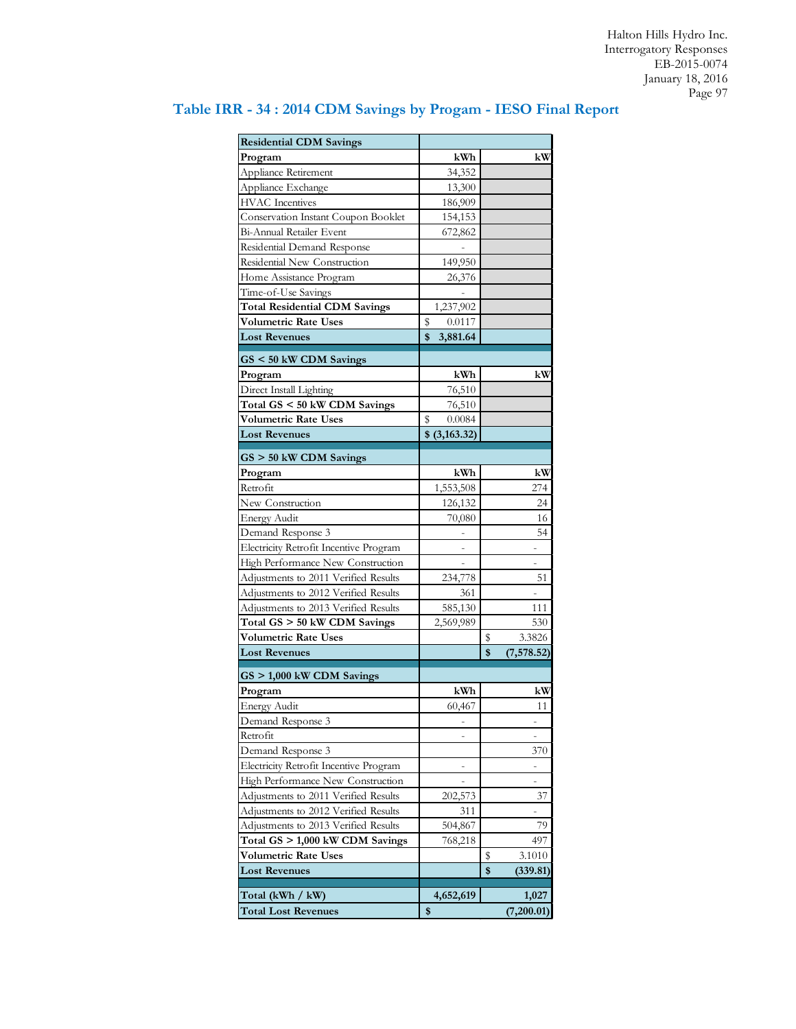## Table IRR - 34 : 2014 CDM Savings by Progam - IESO Final Report

| Residential CDM Savings | | |
|---|---|---|
| **Program** | **kWh** | **kW** |
| Appliance Retirement | 34,352 | |
| Appliance Exchange | 13,300 | |
| HVAC Incentives | 186,909 | |
| Conservation Instant Coupon Booklet | 154,153 | |
| Bi-Annual Retailer Event | 672,862 | |
| Residential Demand Response | - | |
| Residential New Construction | 149,950 | |
| Home Assistance Program | 26,376 | |
| Time-of-Use Savings | - | |
| **Total Residential CDM Savings** | 1,237,902 | |
| **Volumetric Rate Uses** | $ 0.0117 | |
| **Lost Revenues** | **$ 3,881.64** | |
| **GS < 50 kW CDM Savings** | | |
| **Program** | **kWh** | **kW** |
| Direct Install Lighting | 76,510 | |
| **Total GS < 50 kW CDM Savings** | 76,510 | |
| **Volumetric Rate Uses** | $ 0.0084 | |
| **Lost Revenues** | **$ (3,163.32)** | |
| **GS > 50 kW CDM Savings** | | |
| **Program** | **kWh** | **kW** |
| Retrofit | 1,553,508 | 274 |
| New Construction | 126,132 | 24 |
| Energy Audit | 70,080 | 16 |
| Demand Response 3 | - | 54 |
| Electricity Retrofit Incentive Program | - | - |
| High Performance New Construction | - | - |
| Adjustments to 2011 Verified Results | 234,778 | 51 |
| Adjustments to 2012 Verified Results | 361 | - |
| Adjustments to 2013 Verified Results | 585,130 | 111 |
| **Total GS > 50 kW CDM Savings** | 2,569,989 | 530 |
| **Volumetric Rate Uses** | | $ 3.3826 |
| **Lost Revenues** | | **$ (7,578.52)** |
| **GS > 1,000 kW CDM Savings** | | |
| **Program** | **kWh** | **kW** |
| Energy Audit | 60,467 | 11 |
| Demand Response 3 | - | - |
| Retrofit | - | - |
| Demand Response 3 | | 370 |
| Electricity Retrofit Incentive Program | - | - |
| High Performance New Construction | - | - |
| Adjustments to 2011 Verified Results | 202,573 | 37 |
| Adjustments to 2012 Verified Results | 311 | - |
| Adjustments to 2013 Verified Results | 504,867 | 79 |
| **Total GS > 1,000 kW CDM Savings** | 768,218 | 497 |
| **Volumetric Rate Uses** | | $ 3.1010 |
| **Lost Revenues** | | **$ (339.81)** |
| **Total (kWh / kW)** | **4,652,619** | **1,027** |
| **Total Lost Revenues** | **$** | **(7,200.01)** |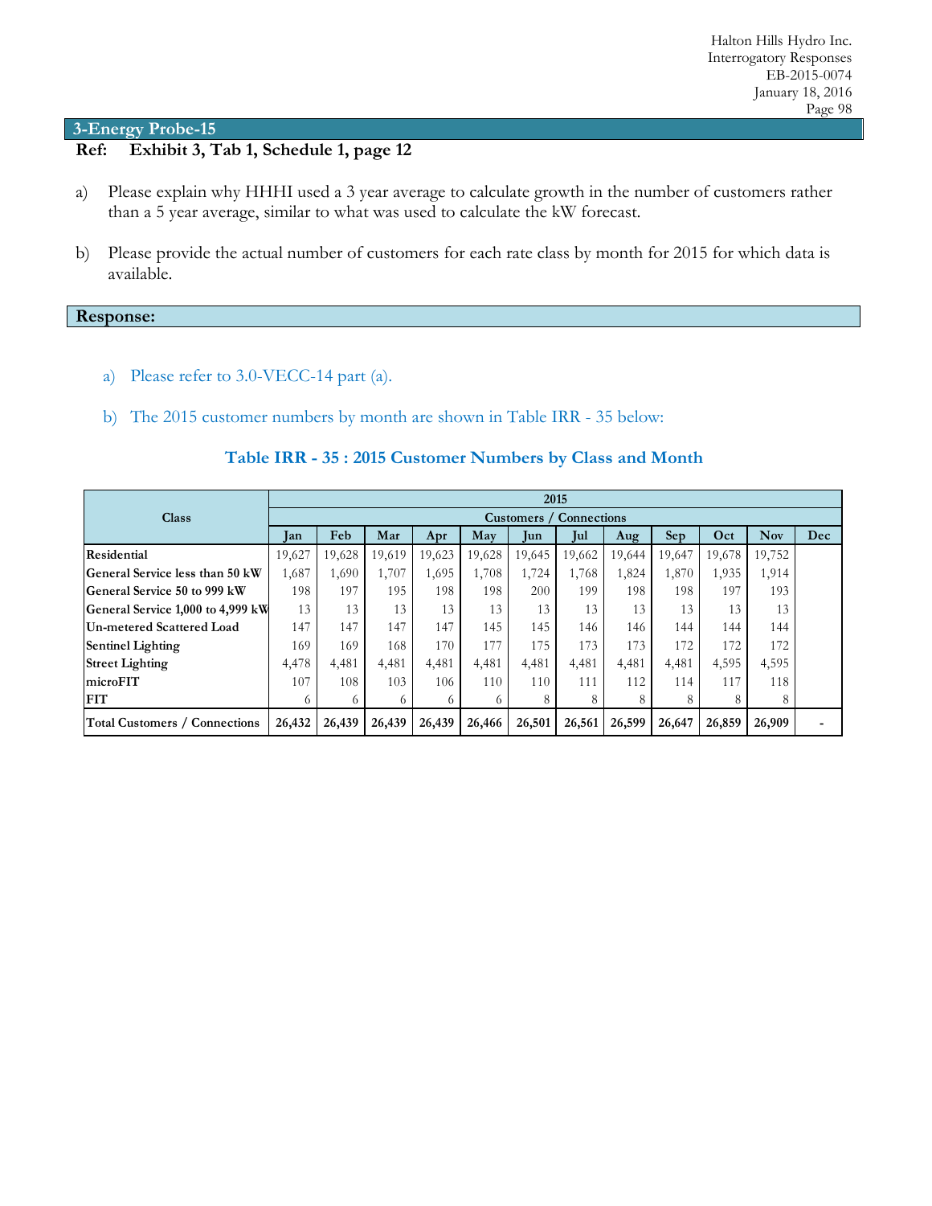## 3-Energy Probe-15

**Ref: Exhibit 3, Tab 1, Schedule 1, page 12**

a) Please explain why HHHI used a 3 year average to calculate growth in the number of customers rather than a 5 year average, similar to what was used to calculate the kW forecast.

b) Please provide the actual number of customers for each rate class by month for 2015 for which data is available.

## Response:

a) Please refer to 3.0-VECC-14 part (a).

b) The 2015 customer numbers by month are shown in Table IRR - 35 below:

### Table IRR - 35 : 2015 Customer Numbers by Class and Month

| Class | 2015 | | | | | | | | | | | |
|---|---|---|---|---|---|---|---|---|---|---|---|---|
| | Customers / Connections | | | | | | | | | | | |
| | Jan | Feb | Mar | Apr | May | Jun | Jul | Aug | Sep | Oct | Nov | Dec |
| **Residential** | 19,627 | 19,628 | 19,619 | 19,623 | 19,628 | 19,645 | 19,662 | 19,644 | 19,647 | 19,678 | 19,752 | |
| **General Service less than 50 kW** | 1,687 | 1,690 | 1,707 | 1,695 | 1,708 | 1,724 | 1,768 | 1,824 | 1,870 | 1,935 | 1,914 | |
| **General Service 50 to 999 kW** | 198 | 197 | 195 | 198 | 198 | 200 | 199 | 198 | 198 | 197 | 193 | |
| **General Service 1,000 to 4,999 kW** | 13 | 13 | 13 | 13 | 13 | 13 | 13 | 13 | 13 | 13 | 13 | |
| **Un-metered Scattered Load** | 147 | 147 | 147 | 147 | 145 | 145 | 146 | 146 | 144 | 144 | 144 | |
| **Sentinel Lighting** | 169 | 169 | 168 | 170 | 177 | 175 | 173 | 173 | 172 | 172 | 172 | |
| **Street Lighting** | 4,478 | 4,481 | 4,481 | 4,481 | 4,481 | 4,481 | 4,481 | 4,481 | 4,481 | 4,595 | 4,595 | |
| **microFIT** | 107 | 108 | 103 | 106 | 110 | 110 | 111 | 112 | 114 | 117 | 118 | |
| **FIT** | 6 | 6 | 6 | 6 | 6 | 8 | 8 | 8 | 8 | 8 | 8 | |
| **Total Customers / Connections** | **26,432** | **26,439** | **26,439** | **26,439** | **26,466** | **26,501** | **26,561** | **26,599** | **26,647** | **26,859** | **26,909** | **-** |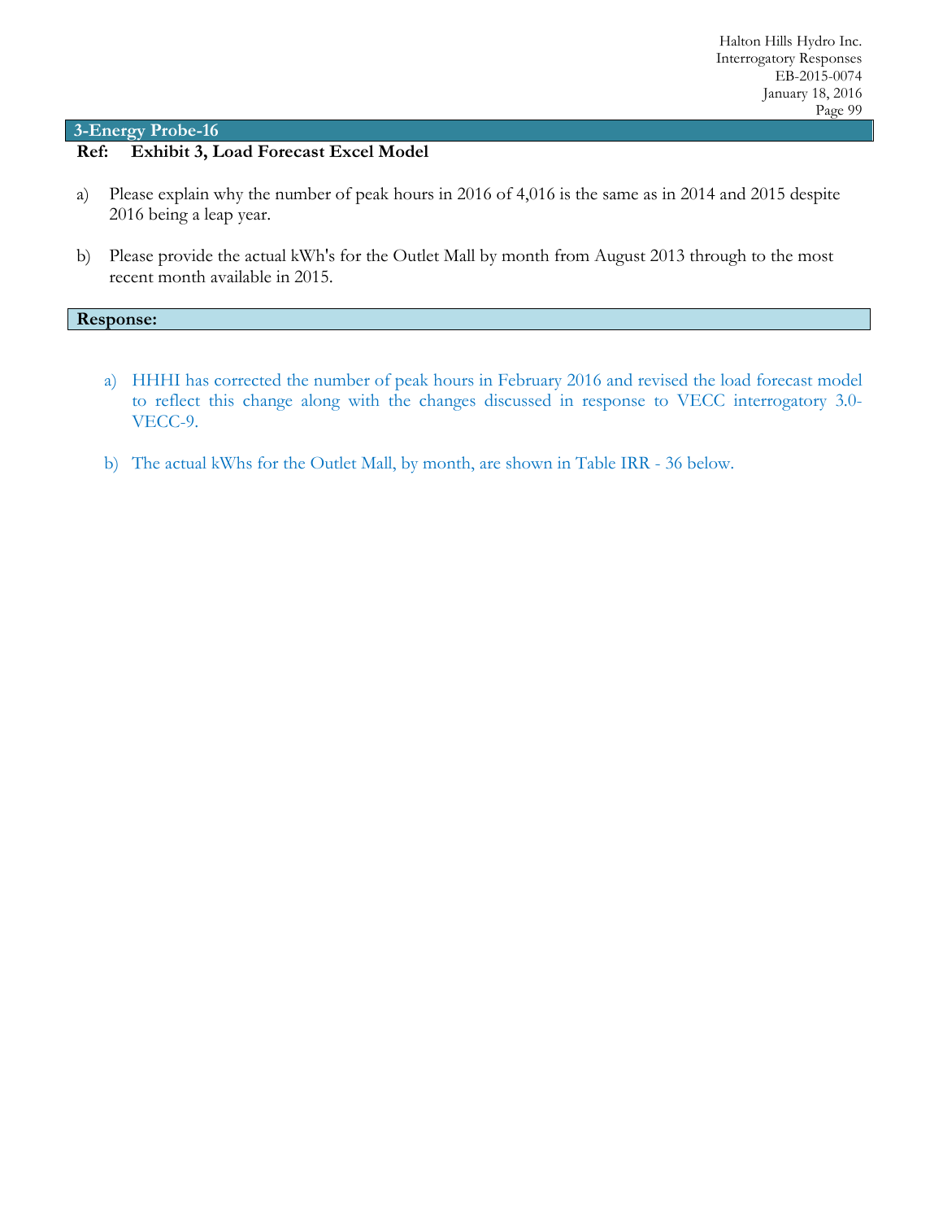## 3-Energy Probe-16

**Ref: Exhibit 3, Load Forecast Excel Model**

a) Please explain why the number of peak hours in 2016 of 4,016 is the same as in 2014 and 2015 despite 2016 being a leap year.

b) Please provide the actual kWh's for the Outlet Mall by month from August 2013 through to the most recent month available in 2015.

**Response:**

a) HHHI has corrected the number of peak hours in February 2016 and revised the load forecast model to reflect this change along with the changes discussed in response to VECC interrogatory 3.0-VECC-9.

b) The actual kWhs for the Outlet Mall, by month, are shown in Table IRR - 36 below.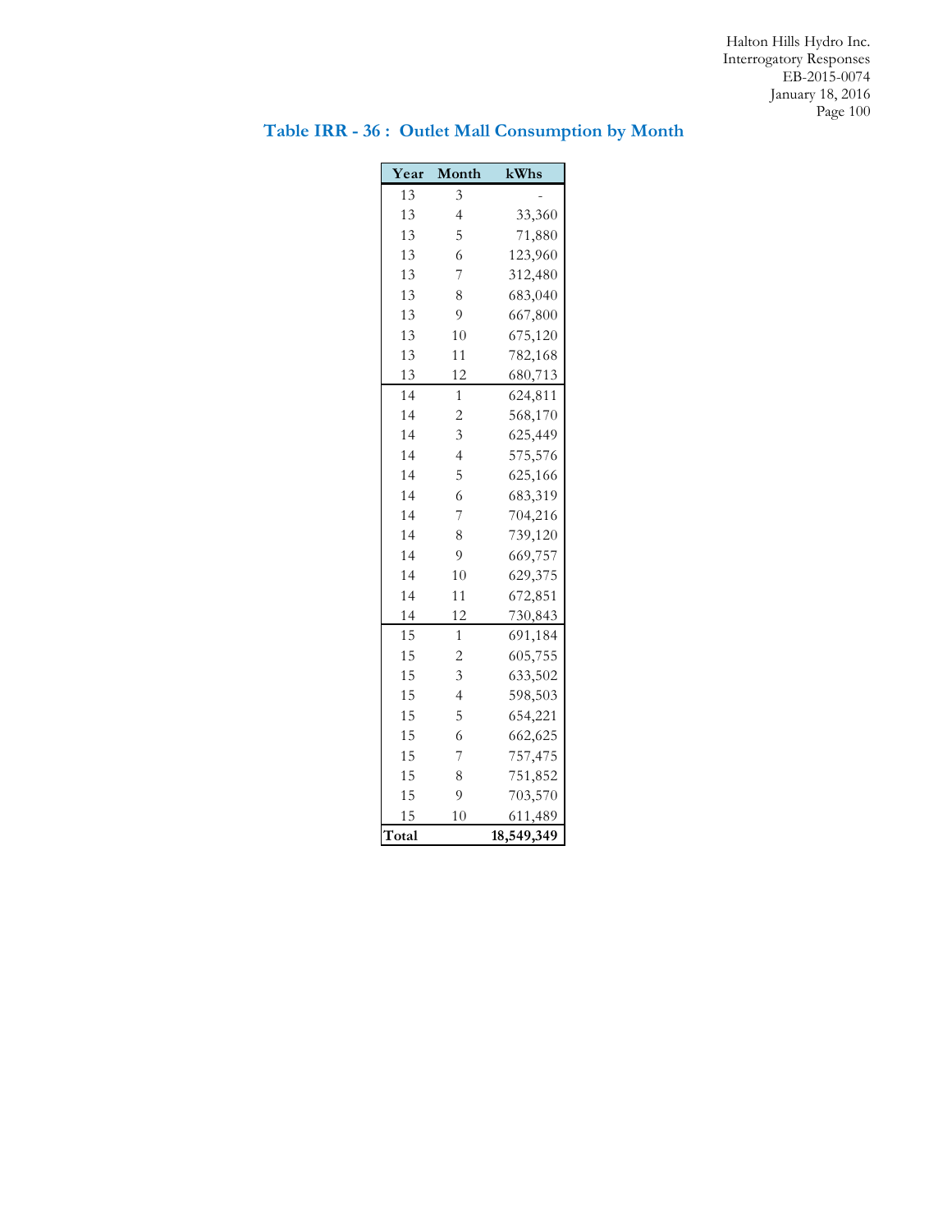## Table IRR - 36 : Outlet Mall Consumption by Month

| Year | Month | kWhs |
|---|---|---|
| 13 | 3 | - |
| 13 | 4 | 33,360 |
| 13 | 5 | 71,880 |
| 13 | 6 | 123,960 |
| 13 | 7 | 312,480 |
| 13 | 8 | 683,040 |
| 13 | 9 | 667,800 |
| 13 | 10 | 675,120 |
| 13 | 11 | 782,168 |
| 13 | 12 | 680,713 |
| 14 | 1 | 624,811 |
| 14 | 2 | 568,170 |
| 14 | 3 | 625,449 |
| 14 | 4 | 575,576 |
| 14 | 5 | 625,166 |
| 14 | 6 | 683,319 |
| 14 | 7 | 704,216 |
| 14 | 8 | 739,120 |
| 14 | 9 | 669,757 |
| 14 | 10 | 629,375 |
| 14 | 11 | 672,851 |
| 14 | 12 | 730,843 |
| 15 | 1 | 691,184 |
| 15 | 2 | 605,755 |
| 15 | 3 | 633,502 |
| 15 | 4 | 598,503 |
| 15 | 5 | 654,221 |
| 15 | 6 | 662,625 |
| 15 | 7 | 757,475 |
| 15 | 8 | 751,852 |
| 15 | 9 | 703,570 |
| 15 | 10 | 611,489 |
| **Total** | | **18,549,349** |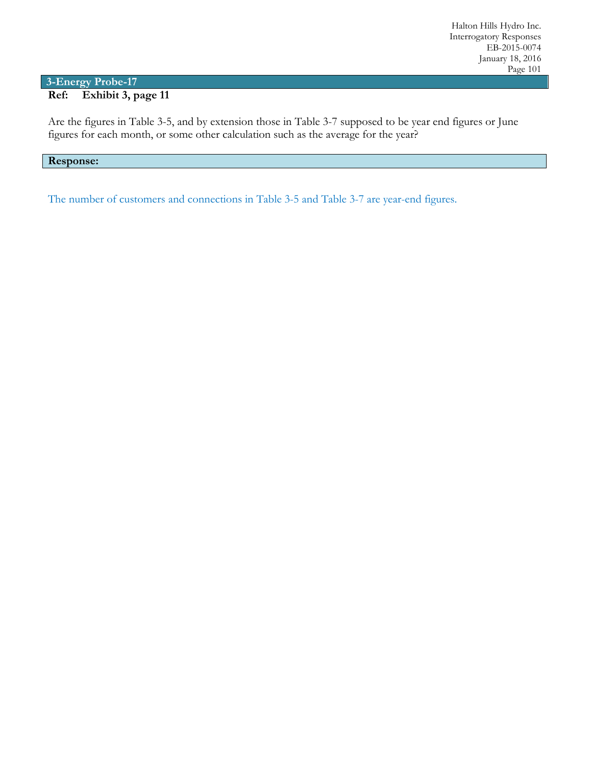## 3-Energy Probe-17

**Ref: Exhibit 3, page 11**

Are the figures in Table 3-5, and by extension those in Table 3-7 supposed to be year end figures or June figures for each month, or some other calculation such as the average for the year?

**Response:**

The number of customers and connections in Table 3-5 and Table 3-7 are year-end figures.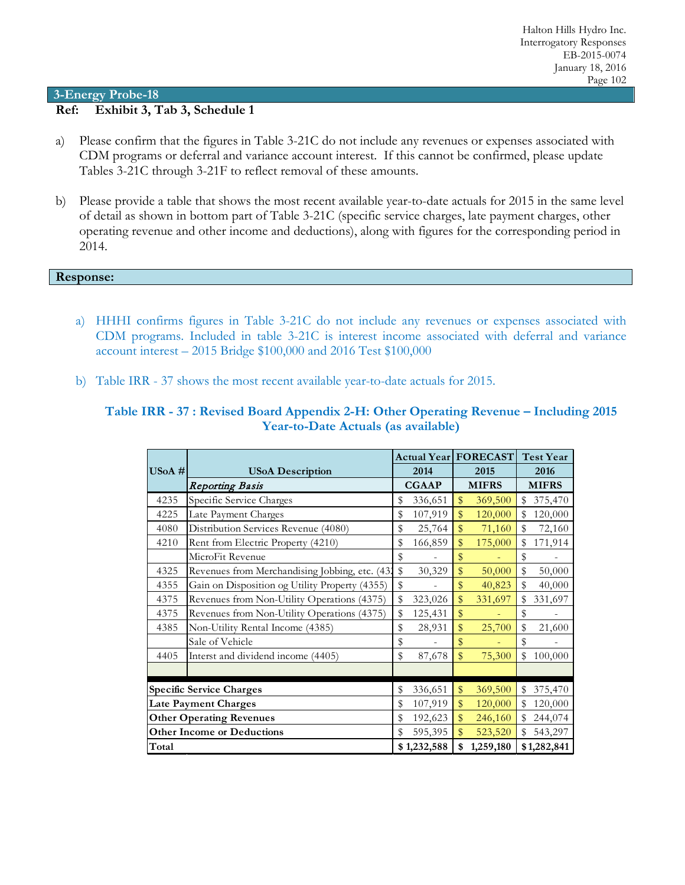## 3-Energy Probe-18

**Ref: Exhibit 3, Tab 3, Schedule 1**

a) Please confirm that the figures in Table 3-21C do not include any revenues or expenses associated with CDM programs or deferral and variance account interest. If this cannot be confirmed, please update Tables 3-21C through 3-21F to reflect removal of these amounts.

b) Please provide a table that shows the most recent available year-to-date actuals for 2015 in the same level of detail as shown in bottom part of Table 3-21C (specific service charges, late payment charges, other operating revenue and other income and deductions), along with figures for the corresponding period in 2014.

## Response:

a) HHHI confirms figures in Table 3-21C do not include any revenues or expenses associated with CDM programs. Included in table 3-21C is interest income associated with deferral and variance account interest – 2015 Bridge $100,000 and 2016 Test $100,000

b) Table IRR - 37 shows the most recent available year-to-date actuals for 2015.

### Table IRR - 37 : Revised Board Appendix 2-H: Other Operating Revenue – Including 2015 Year-to-Date Actuals (as available)

| USoA # | USoA Description | Actual Year 2014 | FORECAST 2015 | Test Year 2016 |
|---|---|---|---|---|
| | *Reporting Basis* | CGAAP | MIFRS | MIFRS |
| 4235 | Specific Service Charges | $ 336,651 | $ 369,500 | $ 375,470 |
| 4225 | Late Payment Charges | $ 107,919 | $ 120,000 | $ 120,000 |
| 4080 | Distribution Services Revenue (4080) | $ 25,764 | $ 71,160 | $ 72,160 |
| 4210 | Rent from Electric Property (4210) | $ 166,859 | $ 175,000 | $ 171,914 |
| | MicroFit Revenue | $ - | $ - | $ - |
| 4325 | Revenues from Merchandising Jobbing, etc. (43 | $ 30,329 | $ 50,000 | $ 50,000 |
| 4355 | Gain on Disposition og Utility Property (4355) | $ - | $ 40,823 | $ 40,000 |
| 4375 | Revenues from Non-Utility Operations (4375) | $ 323,026 | $ 331,697 | $ 331,697 |
| 4375 | Revenues from Non-Utility Operations (4375) | $ 125,431 | $ - | $ - |
| 4385 | Non-Utility Rental Income (4385) | $ 28,931 | $ 25,700 | $ 21,600 |
| | Sale of Vehicle | $ - | $ - | $ - |
| 4405 | Interst and dividend income (4405) | $ 87,678 | $ 75,300 | $ 100,000 |
| | | | | |
| **Specific Service Charges** | | $ 336,651 | $ 369,500 | $ 375,470 |
| **Late Payment Charges** | | $ 107,919 | $ 120,000 | $ 120,000 |
| **Other Operating Revenues** | | $ 192,623 | $ 246,160 | $ 244,074 |
| **Other Income or Deductions** | | $ 595,395 | $ 523,520 | $ 543,297 |
| **Total** | | **$ 1,232,588** | **$ 1,259,180** | **$ 1,282,841** |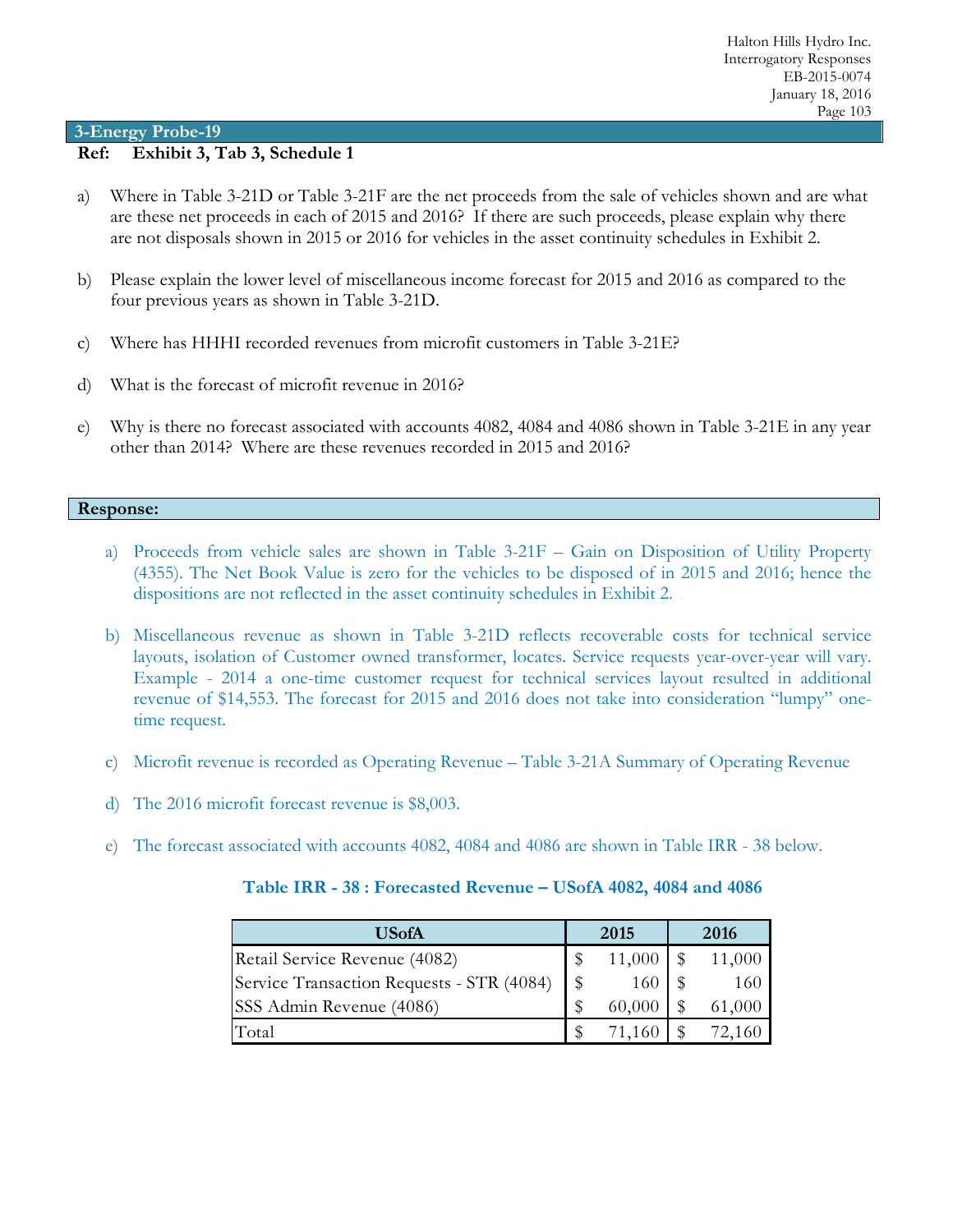## 3-Energy Probe-19

**Ref: Exhibit 3, Tab 3, Schedule 1**

a) Where in Table 3-21D or Table 3-21F are the net proceeds from the sale of vehicles shown and are what are these net proceeds in each of 2015 and 2016? If there are such proceeds, please explain why there are not disposals shown in 2015 or 2016 for vehicles in the asset continuity schedules in Exhibit 2.

b) Please explain the lower level of miscellaneous income forecast for 2015 and 2016 as compared to the four previous years as shown in Table 3-21D.

c) Where has HHHI recorded revenues from microfit customers in Table 3-21E?

d) What is the forecast of microfit revenue in 2016?

e) Why is there no forecast associated with accounts 4082, 4084 and 4086 shown in Table 3-21E in any year other than 2014? Where are these revenues recorded in 2015 and 2016?

## Response:

a) Proceeds from vehicle sales are shown in Table 3-21F – Gain on Disposition of Utility Property (4355). The Net Book Value is zero for the vehicles to be disposed of in 2015 and 2016; hence the dispositions are not reflected in the asset continuity schedules in Exhibit 2.

b) Miscellaneous revenue as shown in Table 3-21D reflects recoverable costs for technical service layouts, isolation of Customer owned transformer, locates. Service requests year-over-year will vary. Example - 2014 a one-time customer request for technical services layout resulted in additional revenue of $14,553. The forecast for 2015 and 2016 does not take into consideration "lumpy" one-time request.

c) Microfit revenue is recorded as Operating Revenue – Table 3-21A Summary of Operating Revenue

d) The 2016 microfit forecast revenue is $8,003.

e) The forecast associated with accounts 4082, 4084 and 4086 are shown in Table IRR - 38 below.

**Table IRR - 38 : Forecasted Revenue – USofA 4082, 4084 and 4086**

| USofA | 2015 | 2016 |
|---|---|---|
| Retail Service Revenue (4082) | $ 11,000 | $ 11,000 |
| Service Transaction Requests - STR (4084) | $ 160 | $ 160 |
| SSS Admin Revenue (4086) | $ 60,000 | $ 61,000 |
| Total | $ 71,160 | $ 72,160 |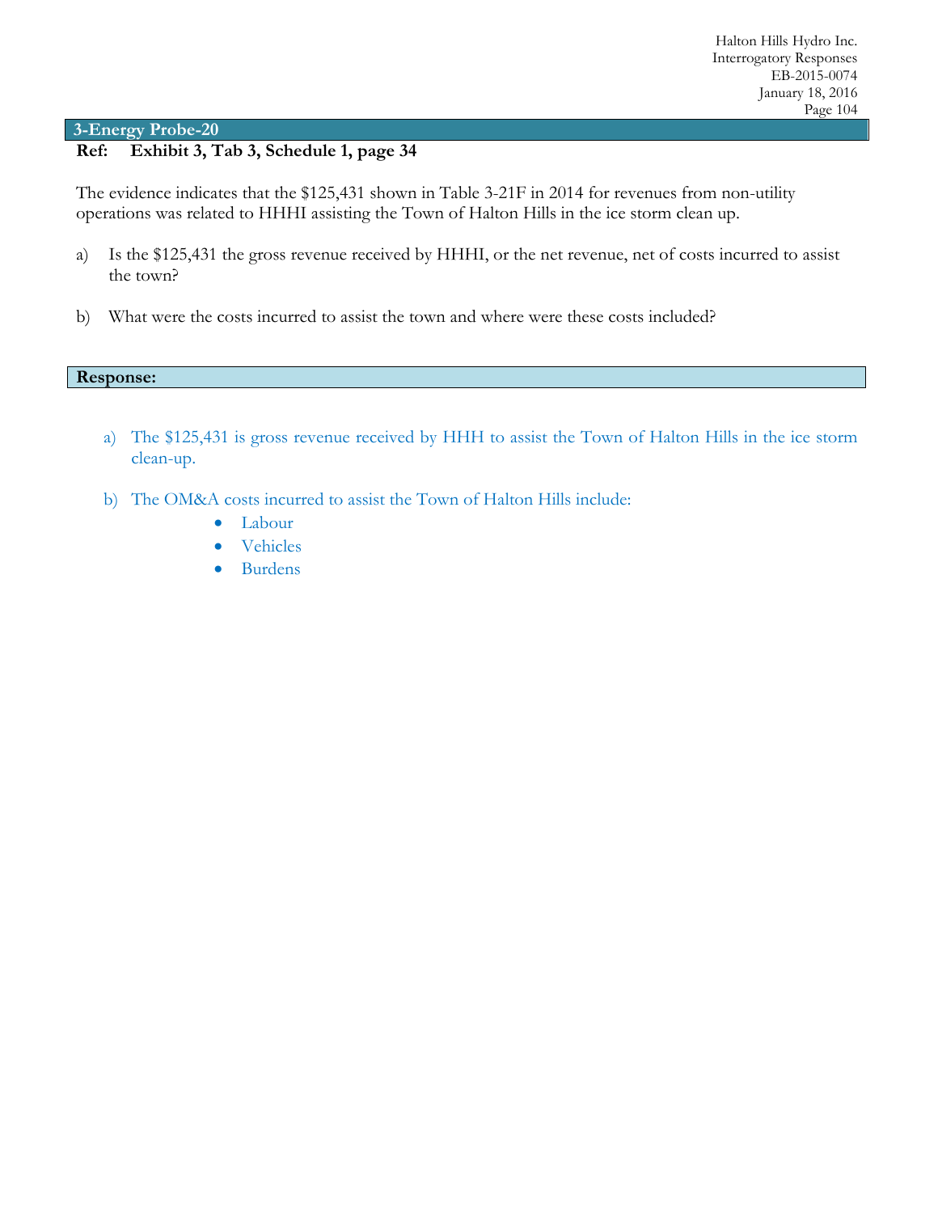## 3-Energy Probe-20

**Ref: Exhibit 3, Tab 3, Schedule 1, page 34**

The evidence indicates that the $125,431 shown in Table 3-21F in 2014 for revenues from non-utility operations was related to HHHI assisting the Town of Halton Hills in the ice storm clean up.

a) Is the $125,431 the gross revenue received by HHHI, or the net revenue, net of costs incurred to assist the town?

b) What were the costs incurred to assist the town and where were these costs included?

**Response:**

a) The $125,431 is gross revenue received by HHH to assist the Town of Halton Hills in the ice storm clean-up.

b) The OM&A costs incurred to assist the Town of Halton Hills include:

- Labour
- Vehicles
- Burdens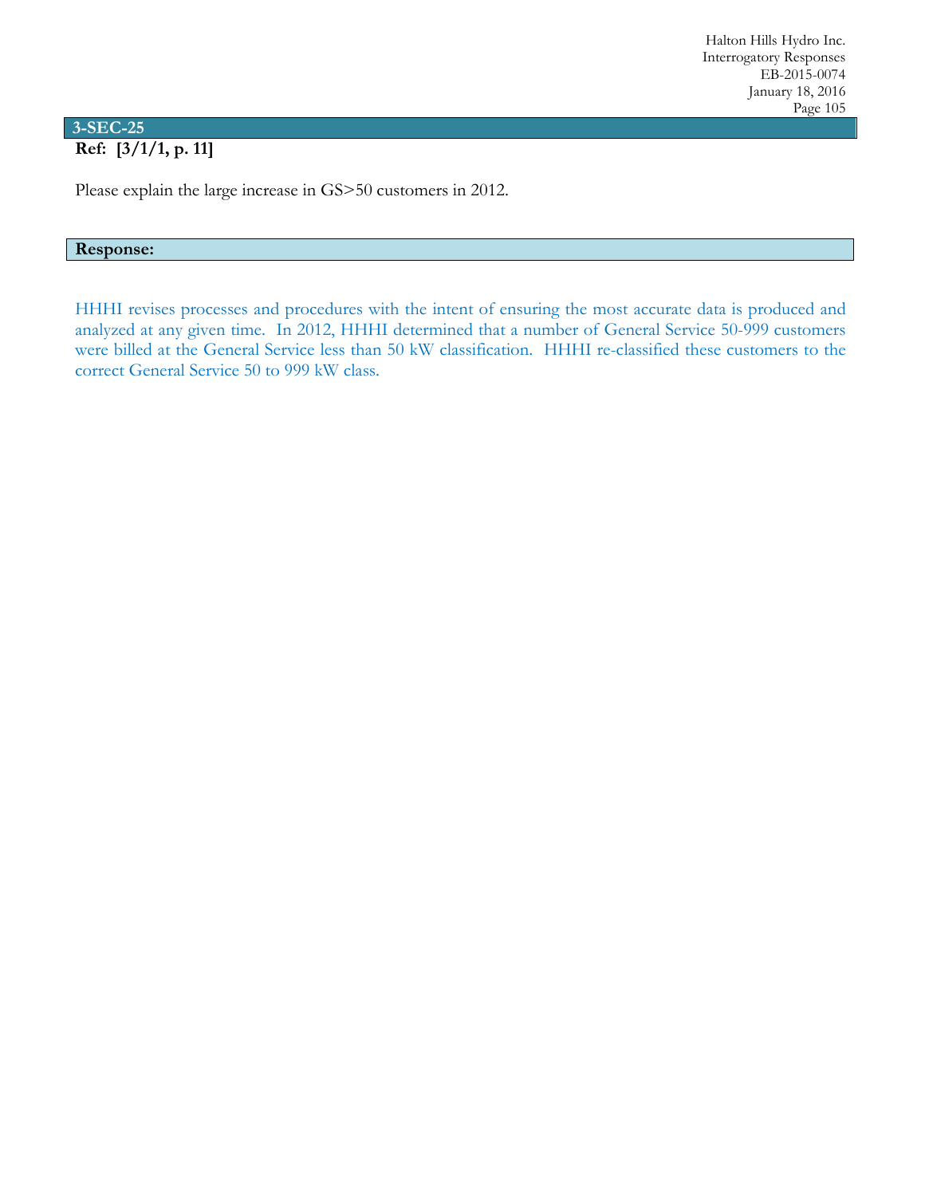## 3-SEC-25

**Ref: [3/1/1, p. 11]**

Please explain the large increase in GS>50 customers in 2012.

**Response:**

HHHI revises processes and procedures with the intent of ensuring the most accurate data is produced and analyzed at any given time. In 2012, HHHI determined that a number of General Service 50-999 customers were billed at the General Service less than 50 kW classification. HHHI re-classified these customers to the correct General Service 50 to 999 kW class.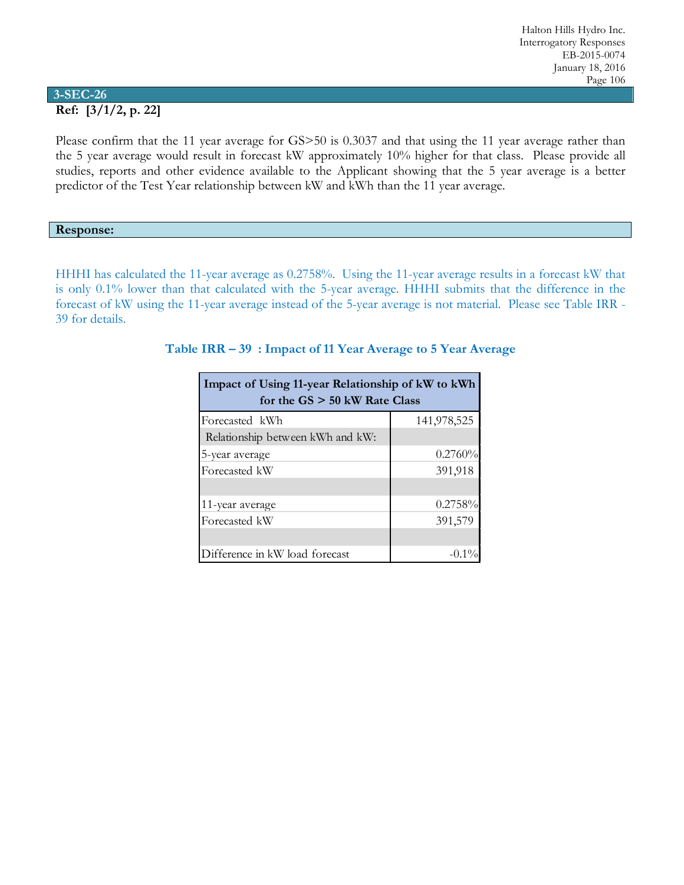## 3-SEC-26

**Ref: [3/1/2, p. 22]**

Please confirm that the 11 year average for GS>50 is 0.3037 and that using the 11 year average rather than the 5 year average would result in forecast kW approximately 10% higher for that class. Please provide all studies, reports and other evidence available to the Applicant showing that the 5 year average is a better predictor of the Test Year relationship between kW and kWh than the 11 year average.

**Response:**

HHHI has calculated the 11-year average as 0.2758%. Using the 11-year average results in a forecast kW that is only 0.1% lower than that calculated with the 5-year average. HHHI submits that the difference in the forecast of kW using the 11-year average instead of the 5-year average is not material. Please see Table IRR - 39 for details.

**Table IRR – 39 : Impact of 11 Year Average to 5 Year Average**

| Impact of Using 11-year Relationship of kW to kWh for the GS > 50 kW Rate Class | |
|---|---|
| Forecasted kWh | 141,978,525 |
| Relationship between kWh and kW: | |
| 5-year average | 0.2760% |
| Forecasted kW | 391,918 |
| | |
| 11-year average | 0.2758% |
| Forecasted kW | 391,579 |
| | |
| Difference in kW load forecast | -0.1% |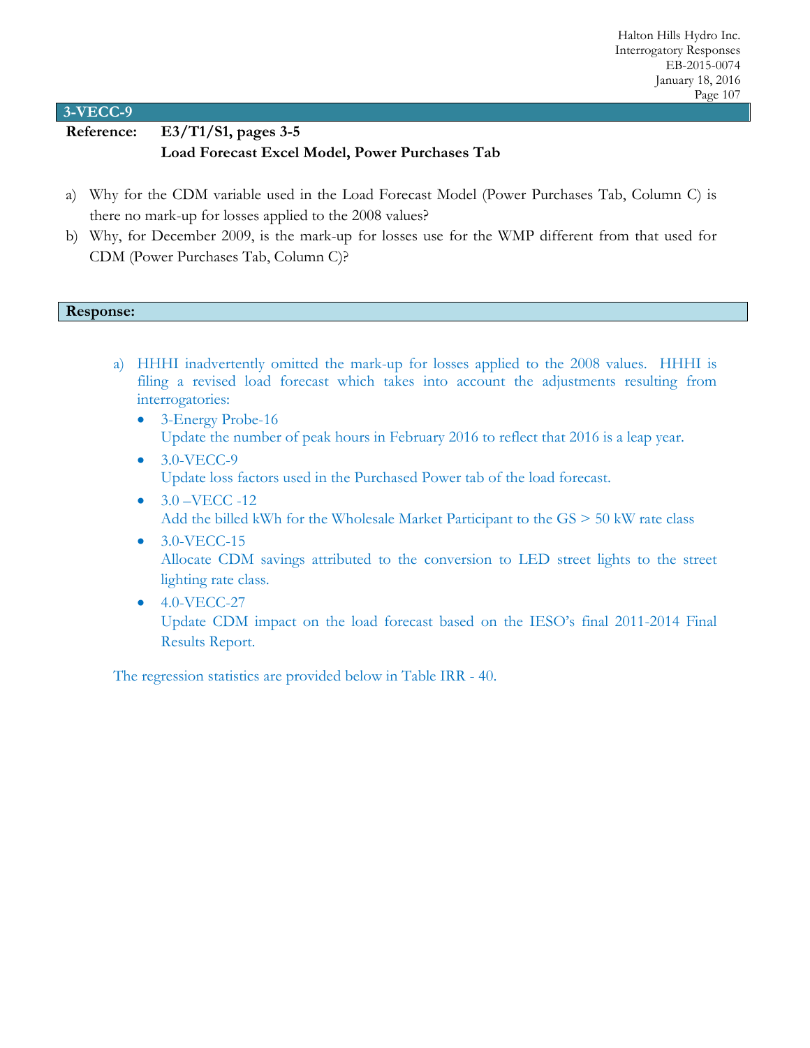## 3-VECC-9

**Reference: E3/T1/S1, pages 3-5**
**Load Forecast Excel Model, Power Purchases Tab**

a) Why for the CDM variable used in the Load Forecast Model (Power Purchases Tab, Column C) is there no mark-up for losses applied to the 2008 values?

b) Why, for December 2009, is the mark-up for losses use for the WMP different from that used for CDM (Power Purchases Tab, Column C)?

**Response:**

a) HHHI inadvertently omitted the mark-up for losses applied to the 2008 values. HHHI is filing a revised load forecast which takes into account the adjustments resulting from interrogatories:

- 3-Energy Probe-16
  Update the number of peak hours in February 2016 to reflect that 2016 is a leap year.
- 3.0-VECC-9
  Update loss factors used in the Purchased Power tab of the load forecast.
- 3.0 –VECC -12
  Add the billed kWh for the Wholesale Market Participant to the GS > 50 kW rate class
- 3.0-VECC-15
  Allocate CDM savings attributed to the conversion to LED street lights to the street lighting rate class.
- 4.0-VECC-27
  Update CDM impact on the load forecast based on the IESO's final 2011-2014 Final Results Report.

The regression statistics are provided below in Table IRR - 40.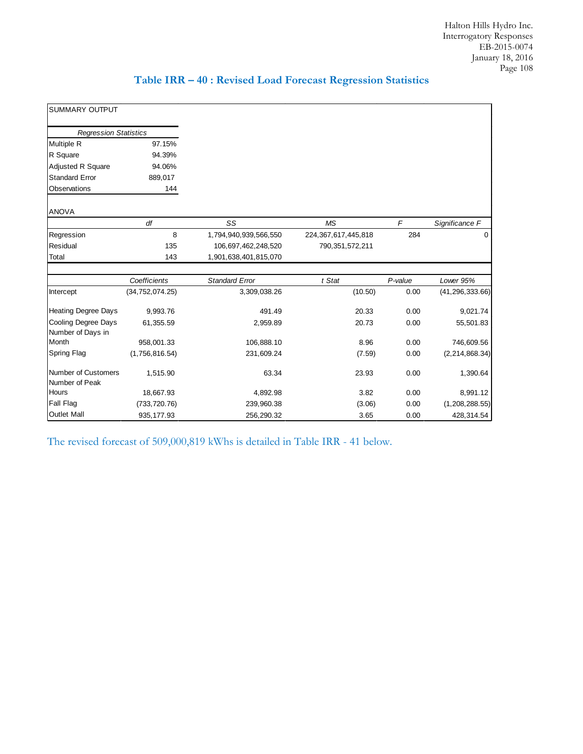## Table IRR – 40 : Revised Load Forecast Regression Statistics

SUMMARY OUTPUT

| *Regression Statistics* | |
|---|---|
| Multiple R | 97.15% |
| R Square | 94.39% |
| Adjusted R Square | 94.06% |
| Standard Error | 889,017 |
| Observations | 144 |

ANOVA

| | *df* | *SS* | *MS* | *F* | *Significance F* |
|---|---|---|---|---|---|
| Regression | 8 | 1,794,940,939,566,550 | 224,367,617,445,818 | 284 | 0 |
| Residual | 135 | 106,697,462,248,520 | 790,351,572,211 | | |
| Total | 143 | 1,901,638,401,815,070 | | | |

| | *Coefficients* | *Standard Error* | *t Stat* | *P-value* | *Lower 95%* |
|---|---|---|---|---|---|
| Intercept | (34,752,074.25) | 3,309,038.26 | (10.50) | 0.00 | (41,296,333.66) |
| Heating Degree Days | 9,993.76 | 491.49 | 20.33 | 0.00 | 9,021.74 |
| Cooling Degree Days | 61,355.59 | 2,959.89 | 20.73 | 0.00 | 55,501.83 |
| Number of Days in Month | 958,001.33 | 106,888.10 | 8.96 | 0.00 | 746,609.56 |
| Spring Flag | (1,756,816.54) | 231,609.24 | (7.59) | 0.00 | (2,214,868.34) |
| Number of Customers | 1,515.90 | 63.34 | 23.93 | 0.00 | 1,390.64 |
| Number of Peak Hours | 18,667.93 | 4,892.98 | 3.82 | 0.00 | 8,991.12 |
| Fall Flag | (733,720.76) | 239,960.38 | (3.06) | 0.00 | (1,208,288.55) |
| Outlet Mall | 935,177.93 | 256,290.32 | 3.65 | 0.00 | 428,314.54 |

The revised forecast of 509,000,819 kWhs is detailed in Table IRR - 41 below.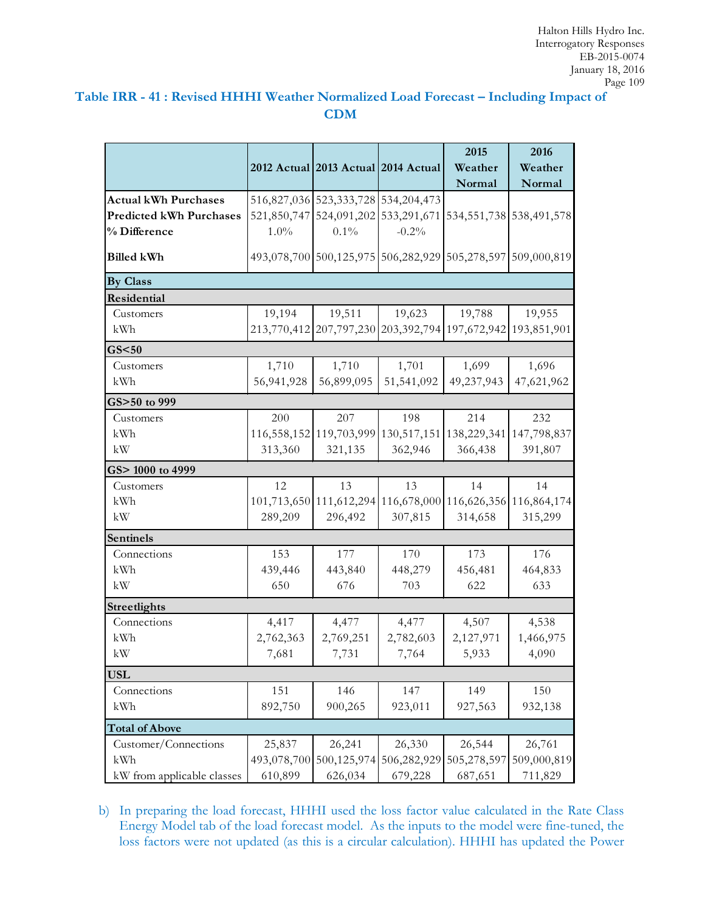### Table IRR - 41 : Revised HHHI Weather Normalized Load Forecast – Including Impact of CDM

| | 2012 Actual | 2013 Actual | 2014 Actual | 2015 Weather Normal | 2016 Weather Normal |
|---|---|---|---|---|---|
| **Actual kWh Purchases** | 516,827,036 | 523,333,728 | 534,204,473 | | |
| **Predicted kWh Purchases** | 521,850,747 | 524,091,202 | 533,291,671 | 534,551,738 | 538,491,578 |
| **% Difference** | 1.0% | 0.1% | -0.2% | | |
| **Billed kWh** | 493,078,700 | 500,125,975 | 506,282,929 | 505,278,597 | 509,000,819 |
| **By Class** | | | | | |
| **Residential** | | | | | |
| Customers | 19,194 | 19,511 | 19,623 | 19,788 | 19,955 |
| kWh | 213,770,412 | 207,797,230 | 203,392,794 | 197,672,942 | 193,851,901 |
| **GS<50** | | | | | |
| Customers | 1,710 | 1,710 | 1,701 | 1,699 | 1,696 |
| kWh | 56,941,928 | 56,899,095 | 51,541,092 | 49,237,943 | 47,621,962 |
| **GS>50 to 999** | | | | | |
| Customers | 200 | 207 | 198 | 214 | 232 |
| kWh | 116,558,152 | 119,703,999 | 130,517,151 | 138,229,341 | 147,798,837 |
| kW | 313,360 | 321,135 | 362,946 | 366,438 | 391,807 |
| **GS> 1000 to 4999** | | | | | |
| Customers | 12 | 13 | 13 | 14 | 14 |
| kWh | 101,713,650 | 111,612,294 | 116,678,000 | 116,626,356 | 116,864,174 |
| kW | 289,209 | 296,492 | 307,815 | 314,658 | 315,299 |
| **Sentinels** | | | | | |
| Connections | 153 | 177 | 170 | 173 | 176 |
| kWh | 439,446 | 443,840 | 448,279 | 456,481 | 464,833 |
| kW | 650 | 676 | 703 | 622 | 633 |
| **Streetlights** | | | | | |
| Connections | 4,417 | 4,477 | 4,477 | 4,507 | 4,538 |
| kWh | 2,762,363 | 2,769,251 | 2,782,603 | 2,127,971 | 1,466,975 |
| kW | 7,681 | 7,731 | 7,764 | 5,933 | 4,090 |
| **USL** | | | | | |
| Connections | 151 | 146 | 147 | 149 | 150 |
| kWh | 892,750 | 900,265 | 923,011 | 927,563 | 932,138 |
| **Total of Above** | | | | | |
| Customer/Connections | 25,837 | 26,241 | 26,330 | 26,544 | 26,761 |
| kWh | 493,078,700 | 500,125,974 | 506,282,929 | 505,278,597 | 509,000,819 |
| kW from applicable classes | 610,899 | 626,034 | 679,228 | 687,651 | 711,829 |

b) In preparing the load forecast, HHHI used the loss factor value calculated in the Rate Class Energy Model tab of the load forecast model. As the inputs to the model were fine-tuned, the loss factors were not updated (as this is a circular calculation). HHHI has updated the Power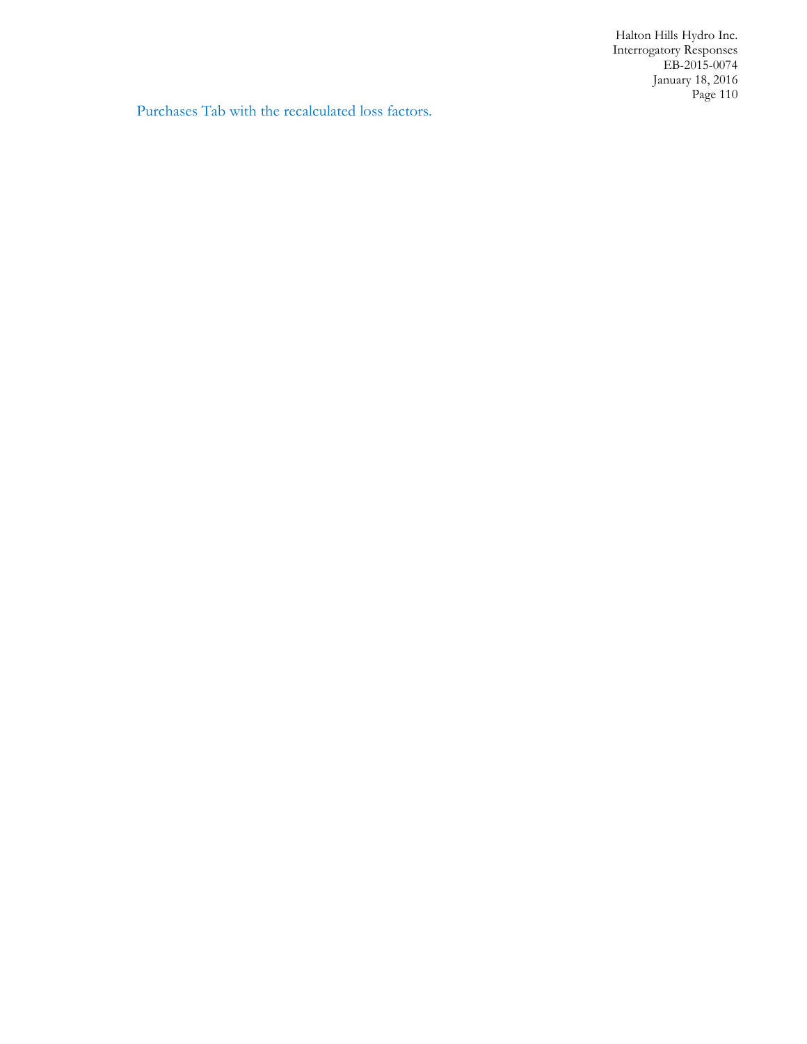Purchases Tab with the recalculated loss factors.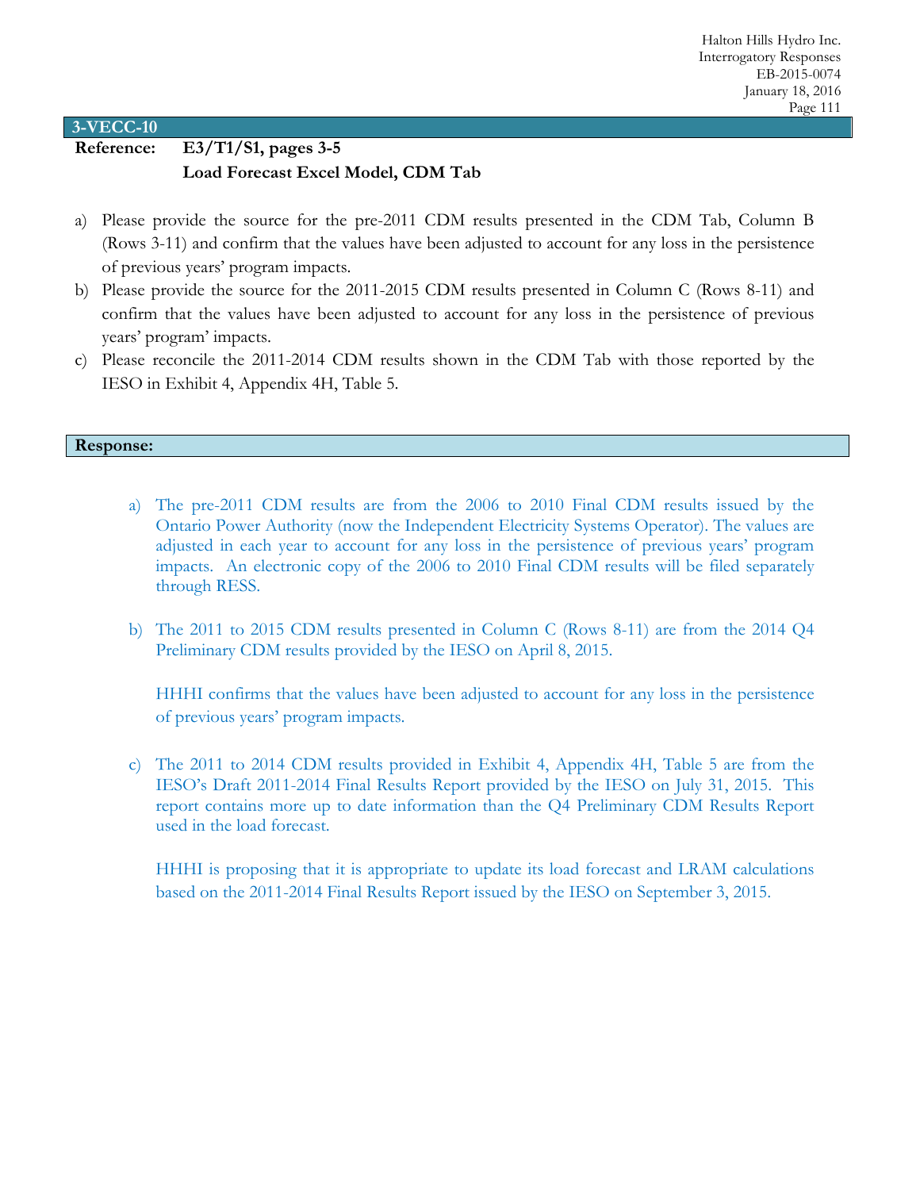## 3-VECC-10

**Reference: E3/T1/S1, pages 3-5**
**Load Forecast Excel Model, CDM Tab**

a) Please provide the source for the pre-2011 CDM results presented in the CDM Tab, Column B (Rows 3-11) and confirm that the values have been adjusted to account for any loss in the persistence of previous years' program impacts.

b) Please provide the source for the 2011-2015 CDM results presented in Column C (Rows 8-11) and confirm that the values have been adjusted to account for any loss in the persistence of previous years' program' impacts.

c) Please reconcile the 2011-2014 CDM results shown in the CDM Tab with those reported by the IESO in Exhibit 4, Appendix 4H, Table 5.

### Response:

a) The pre-2011 CDM results are from the 2006 to 2010 Final CDM results issued by the Ontario Power Authority (now the Independent Electricity Systems Operator). The values are adjusted in each year to account for any loss in the persistence of previous years' program impacts. An electronic copy of the 2006 to 2010 Final CDM results will be filed separately through RESS.

b) The 2011 to 2015 CDM results presented in Column C (Rows 8-11) are from the 2014 Q4 Preliminary CDM results provided by the IESO on April 8, 2015.

   HHHI confirms that the values have been adjusted to account for any loss in the persistence of previous years' program impacts.

c) The 2011 to 2014 CDM results provided in Exhibit 4, Appendix 4H, Table 5 are from the IESO's Draft 2011-2014 Final Results Report provided by the IESO on July 31, 2015. This report contains more up to date information than the Q4 Preliminary CDM Results Report used in the load forecast.

   HHHI is proposing that it is appropriate to update its load forecast and LRAM calculations based on the 2011-2014 Final Results Report issued by the IESO on September 3, 2015.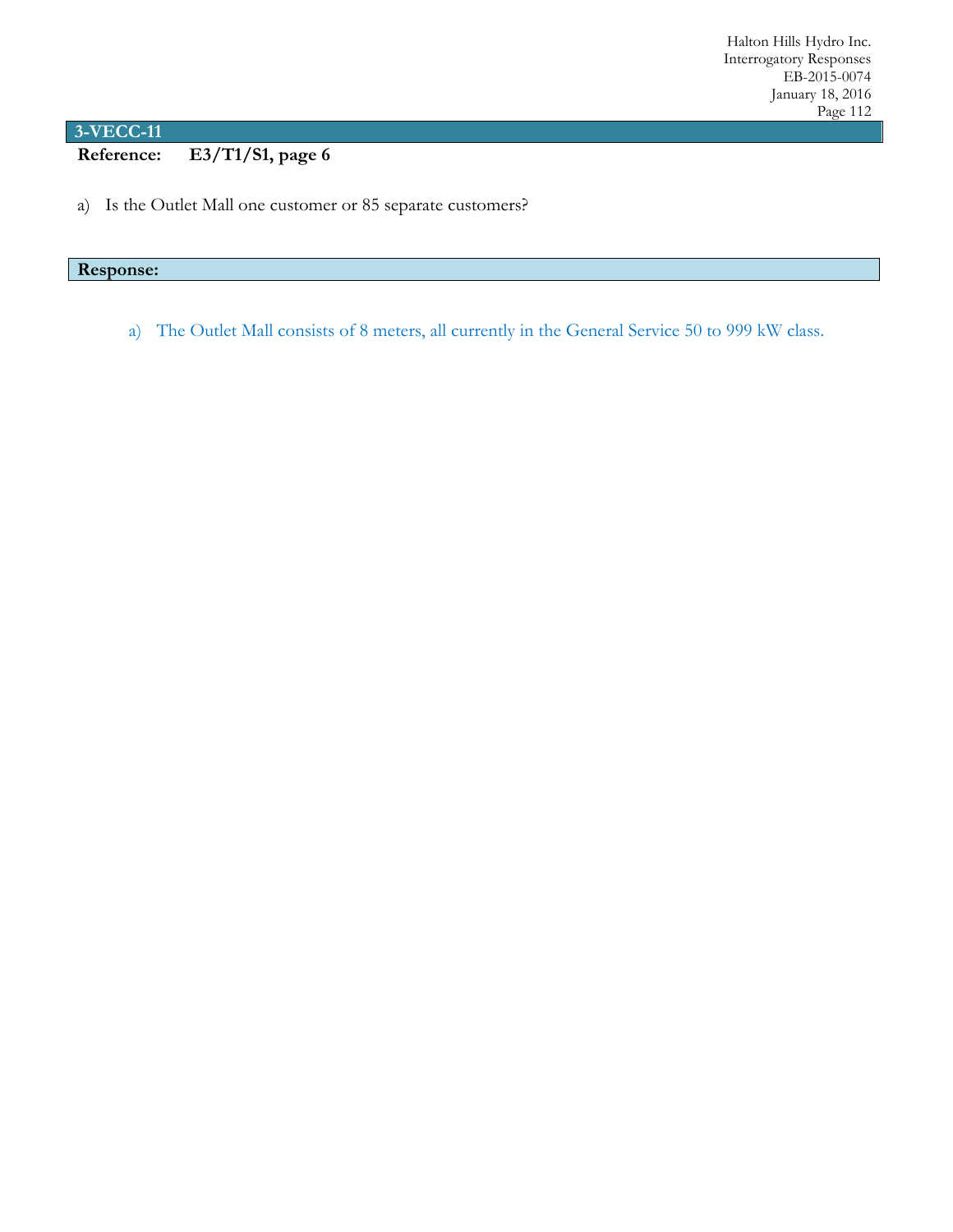## 3-VECC-11

**Reference: E3/T1/S1, page 6**

a) Is the Outlet Mall one customer or 85 separate customers?

**Response:**

a) The Outlet Mall consists of 8 meters, all currently in the General Service 50 to 999 kW class.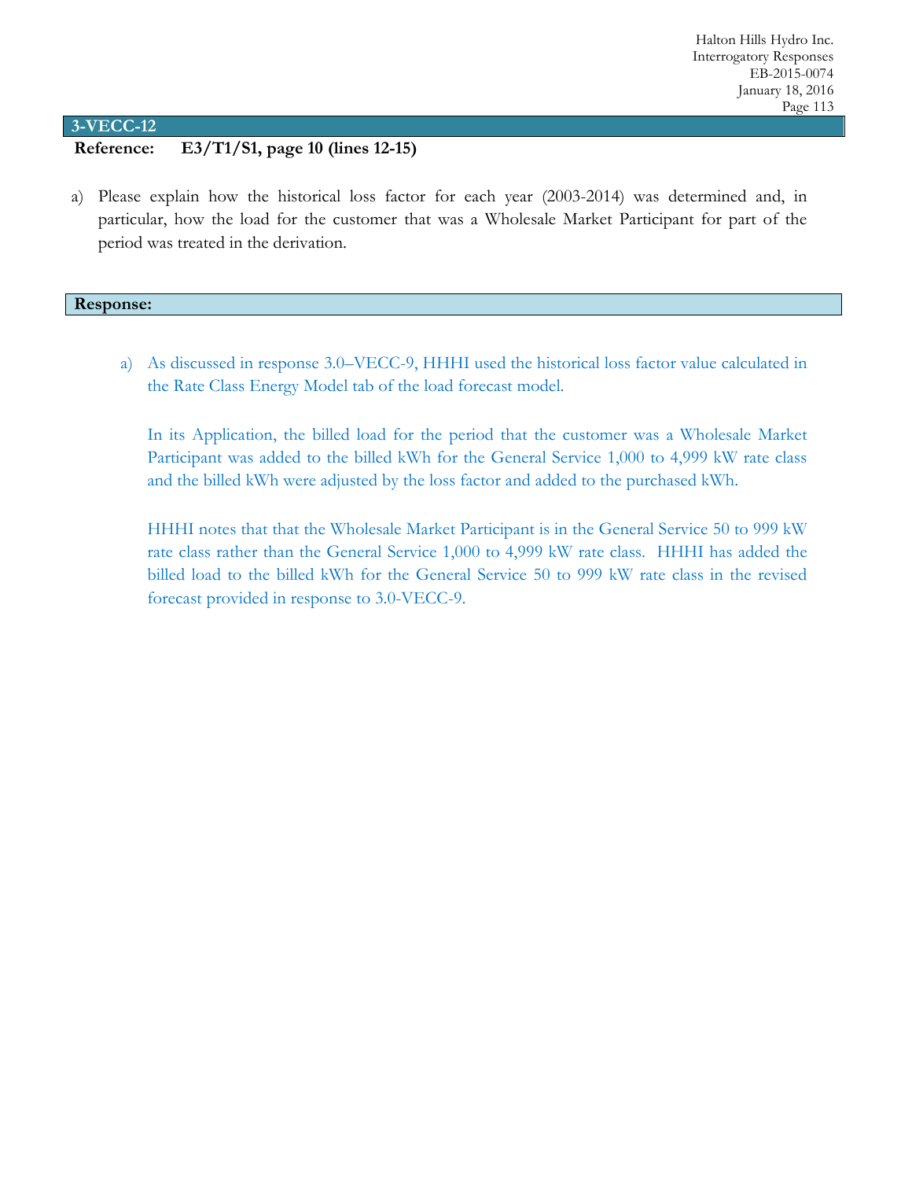## 3-VECC-12

**Reference: E3/T1/S1, page 10 (lines 12-15)**

a) Please explain how the historical loss factor for each year (2003-2014) was determined and, in particular, how the load for the customer that was a Wholesale Market Participant for part of the period was treated in the derivation.

## Response:

a) As discussed in response 3.0–VECC-9, HHHI used the historical loss factor value calculated in the Rate Class Energy Model tab of the load forecast model.

In its Application, the billed load for the period that the customer was a Wholesale Market Participant was added to the billed kWh for the General Service 1,000 to 4,999 kW rate class and the billed kWh were adjusted by the loss factor and added to the purchased kWh.

HHHI notes that that the Wholesale Market Participant is in the General Service 50 to 999 kW rate class rather than the General Service 1,000 to 4,999 kW rate class. HHHI has added the billed load to the billed kWh for the General Service 50 to 999 kW rate class in the revised forecast provided in response to 3.0-VECC-9.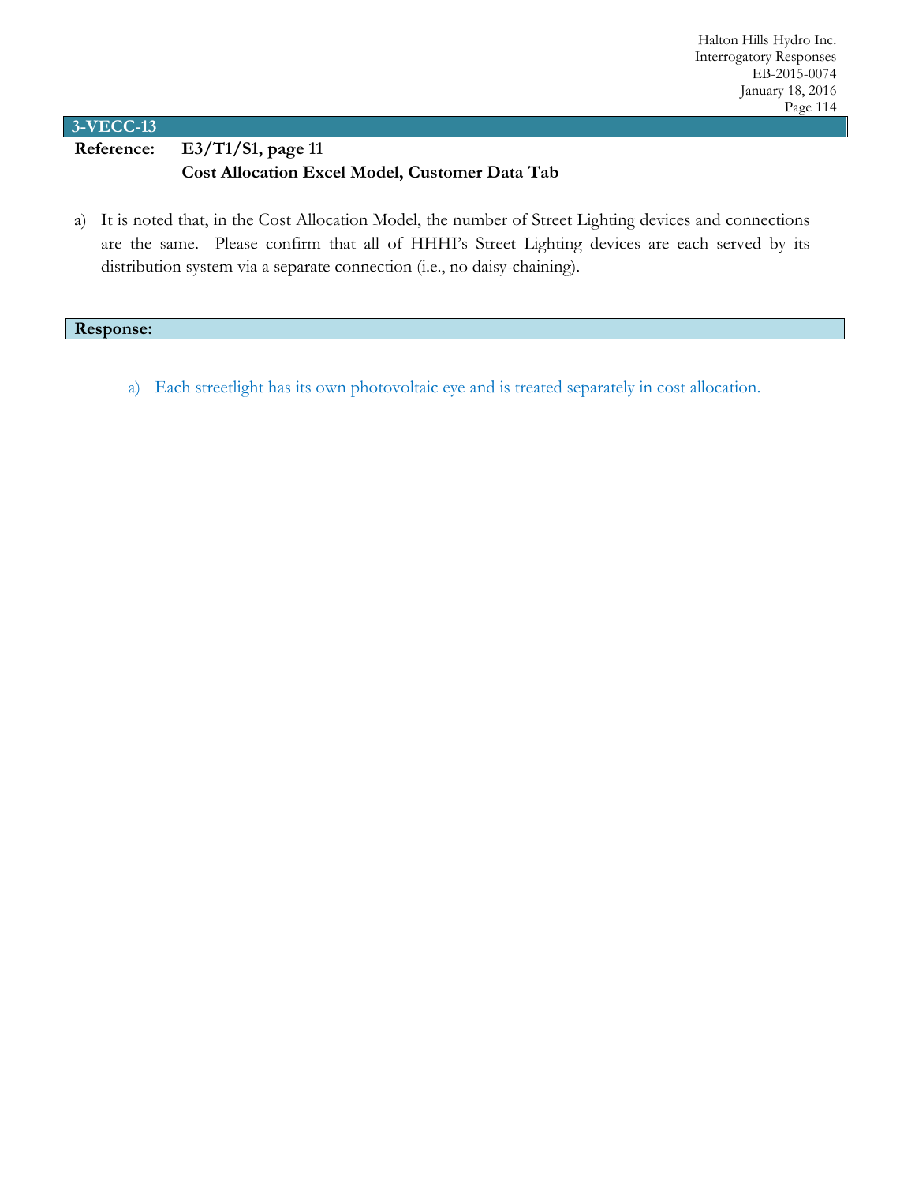## 3-VECC-13

**Reference:** **E3/T1/S1, page 11**
**Cost Allocation Excel Model, Customer Data Tab**

a) It is noted that, in the Cost Allocation Model, the number of Street Lighting devices and connections are the same. Please confirm that all of HHHI's Street Lighting devices are each served by its distribution system via a separate connection (i.e., no daisy-chaining).

**Response:**

a) Each streetlight has its own photovoltaic eye and is treated separately in cost allocation.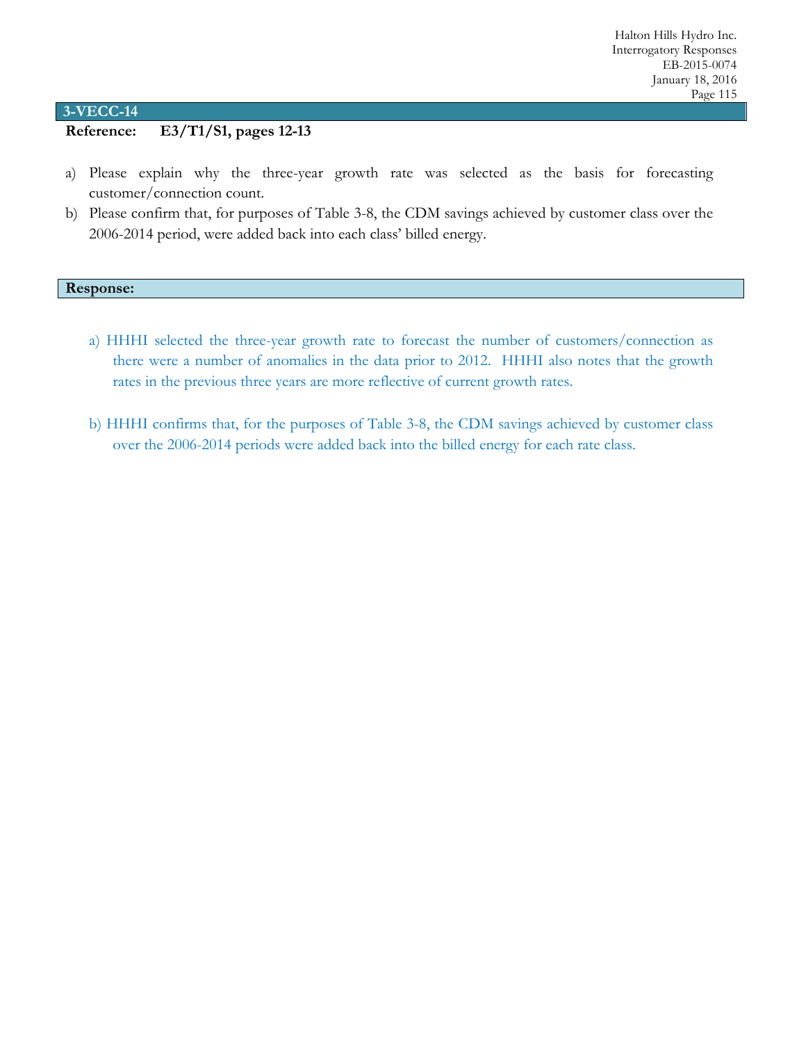## 3-VECC-14

**Reference: E3/T1/S1, pages 12-13**

a) Please explain why the three-year growth rate was selected as the basis for forecasting customer/connection count.

b) Please confirm that, for purposes of Table 3-8, the CDM savings achieved by customer class over the 2006-2014 period, were added back into each class' billed energy.

**Response:**

a) HHHI selected the three-year growth rate to forecast the number of customers/connection as there were a number of anomalies in the data prior to 2012. HHHI also notes that the growth rates in the previous three years are more reflective of current growth rates.

b) HHHI confirms that, for the purposes of Table 3-8, the CDM savings achieved by customer class over the 2006-2014 periods were added back into the billed energy for each rate class.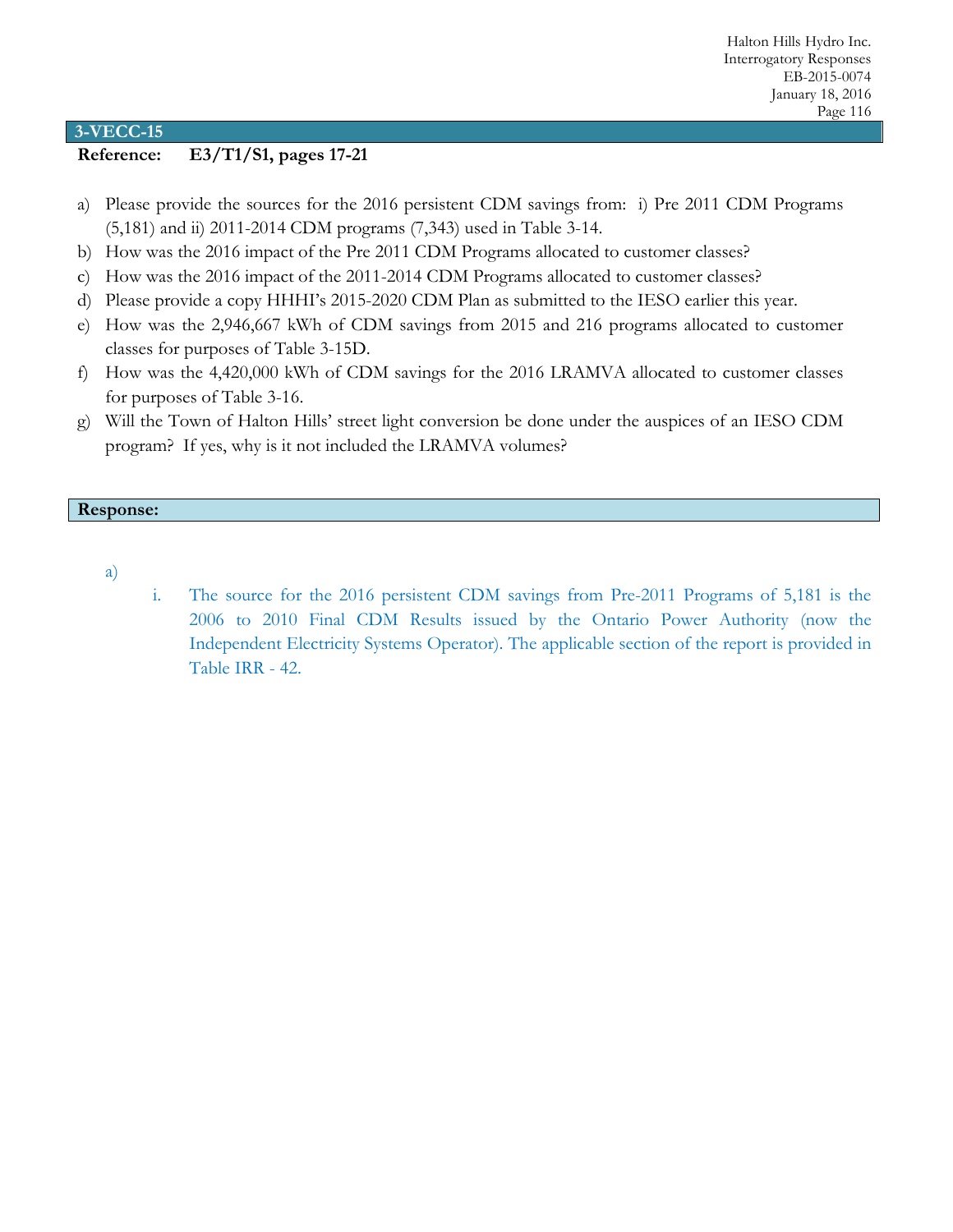## 3-VECC-15

**Reference: E3/T1/S1, pages 17-21**

a) Please provide the sources for the 2016 persistent CDM savings from: i) Pre 2011 CDM Programs (5,181) and ii) 2011-2014 CDM programs (7,343) used in Table 3-14.

b) How was the 2016 impact of the Pre 2011 CDM Programs allocated to customer classes?

c) How was the 2016 impact of the 2011-2014 CDM Programs allocated to customer classes?

d) Please provide a copy HHHI's 2015-2020 CDM Plan as submitted to the IESO earlier this year.

e) How was the 2,946,667 kWh of CDM savings from 2015 and 216 programs allocated to customer classes for purposes of Table 3-15D.

f) How was the 4,420,000 kWh of CDM savings for the 2016 LRAMVA allocated to customer classes for purposes of Table 3-16.

g) Will the Town of Halton Hills' street light conversion be done under the auspices of an IESO CDM program? If yes, why is it not included the LRAMVA volumes?

**Response:**

a)

i. The source for the 2016 persistent CDM savings from Pre-2011 Programs of 5,181 is the 2006 to 2010 Final CDM Results issued by the Ontario Power Authority (now the Independent Electricity Systems Operator). The applicable section of the report is provided in Table IRR - 42.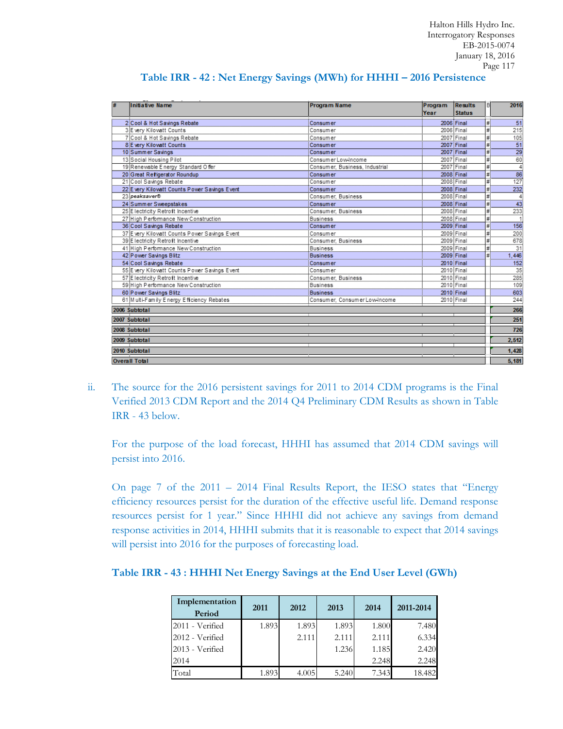## Table IRR - 42 : Net Energy Savings (MWh) for HHHI – 2016 Persistence

| # | Initiative Name | Program Name | Program Year | Results Status | B | 2016 |
|---|---|---|---|---|---|---|
| 2 | Cool & Hot Savings Rebate | Consumer | 2006 | Final | # | 51 |
| 3 | Every Kilowatt Counts | Consumer | 2006 | Final | # | 215 |
| 7 | Cool & Hot Savings Rebate | Consumer | 2007 | Final | # | 105 |
| 8 | Every Kilowatt Counts | Consumer | 2007 | Final | # | 51 |
| 10 | Summer Savings | Consumer | 2007 | Final | # | 29 |
| 13 | Social Housing Pilot | Consumer Low-Income | 2007 | Final | # | 60 |
| 19 | Renewable Energy Standard Offer | Consumer, Business, Industrial | 2007 | Final | # | 4 |
| 20 | Great Refrigerator Roundup | Consumer | 2008 | Final | # | 86 |
| 21 | Cool Savings Rebate | Consumer | 2008 | Final | # | 127 |
| 22 | Every Kilowatt Counts Power Savings Event | Consumer | 2008 | Final | # | 232 |
| 23 | *peaksaver®* | Consumer, Business | 2008 | Final | # | 4 |
| 24 | Summer Sweepstakes | Consumer | 2008 | Final | # | 43 |
| 25 | Electricity Retrofit Incentive | Consumer, Business | 2008 | Final | # | 233 |
| 27 | High Performance New Construction | Business | 2008 | Final | # | 1 |
| 36 | Cool Savings Rebate | Consumer | 2009 | Final | # | 156 |
| 37 | Every Kilowatt Counts Power Savings Event | Consumer | 2009 | Final | # | 200 |
| 39 | Electricity Retrofit Incentive | Consumer, Business | 2009 | Final | # | 678 |
| 41 | High Performance New Construction | Business | 2009 | Final | # | 31 |
| 42 | Power Savings Blitz | Business | 2009 | Final | # | 1,446 |
| 54 | Cool Savings Rebate | Consumer | 2010 | Final | | 152 |
| 55 | Every Kilowatt Counts Power Savings Event | Consumer | 2010 | Final | | 35 |
| 57 | Electricity Retrofit Incentive | Consumer, Business | 2010 | Final | | 285 |
| 59 | High Performance New Construction | Business | 2010 | Final | | 109 |
| 60 | Power Savings Blitz | Business | 2010 | Final | | 603 |
| 61 | Multi-Family Energy Efficiency Rebates | Consumer, Consumer Low-Income | 2010 | Final | | 244 |
| **2006 Subtotal** | | | | | | **266** |
| **2007 Subtotal** | | | | | | **251** |
| **2008 Subtotal** | | | | | | **726** |
| **2009 Subtotal** | | | | | | **2,512** |
| **2010 Subtotal** | | | | | | **1,428** |
| **Overall Total** | | | | | | **5,181** |

ii. The source for the 2016 persistent savings for 2011 to 2014 CDM programs is the Final Verified 2013 CDM Report and the 2014 Q4 Preliminary CDM Results as shown in Table IRR - 43 below.

For the purpose of the load forecast, HHHI has assumed that 2014 CDM savings will persist into 2016.

On page 7 of the 2011 – 2014 Final Results Report, the IESO states that "Energy efficiency resources persist for the duration of the effective useful life. Demand response resources persist for 1 year." Since HHHI did not achieve any savings from demand response activities in 2014, HHHI submits that it is reasonable to expect that 2014 savings will persist into 2016 for the purposes of forecasting load.

## Table IRR - 43 : HHHI Net Energy Savings at the End User Level (GWh)

| Implementation Period | 2011 | 2012 | 2013 | 2014 | 2011-2014 |
|---|---|---|---|---|---|
| 2011 - Verified | 1.893 | 1.893 | 1.893 | 1.800 | 7.480 |
| 2012 - Verified | | 2.111 | 2.111 | 2.111 | 6.334 |
| 2013 - Verified | | | 1.236 | 1.185 | 2.420 |
| 2014 | | | | 2.248 | 2.248 |
| Total | 1.893 | 4.005 | 5.240 | 7.343 | 18.482 |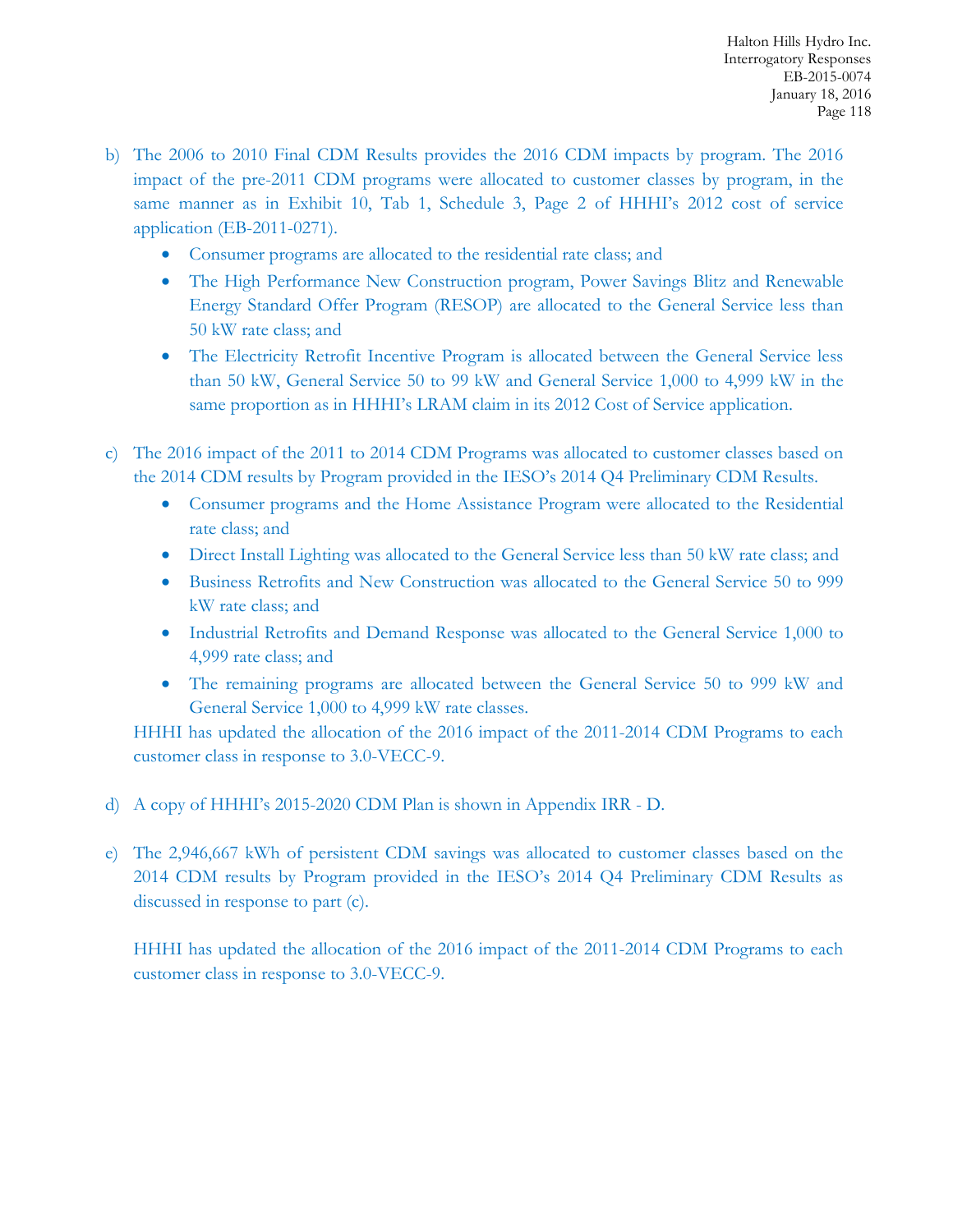b) The 2006 to 2010 Final CDM Results provides the 2016 CDM impacts by program. The 2016 impact of the pre-2011 CDM programs were allocated to customer classes by program, in the same manner as in Exhibit 10, Tab 1, Schedule 3, Page 2 of HHHI's 2012 cost of service application (EB-2011-0271).

   - Consumer programs are allocated to the residential rate class; and
   - The High Performance New Construction program, Power Savings Blitz and Renewable Energy Standard Offer Program (RESOP) are allocated to the General Service less than 50 kW rate class; and
   - The Electricity Retrofit Incentive Program is allocated between the General Service less than 50 kW, General Service 50 to 99 kW and General Service 1,000 to 4,999 kW in the same proportion as in HHHI's LRAM claim in its 2012 Cost of Service application.

c) The 2016 impact of the 2011 to 2014 CDM Programs was allocated to customer classes based on the 2014 CDM results by Program provided in the IESO's 2014 Q4 Preliminary CDM Results.

   - Consumer programs and the Home Assistance Program were allocated to the Residential rate class; and
   - Direct Install Lighting was allocated to the General Service less than 50 kW rate class; and
   - Business Retrofits and New Construction was allocated to the General Service 50 to 999 kW rate class; and
   - Industrial Retrofits and Demand Response was allocated to the General Service 1,000 to 4,999 rate class; and
   - The remaining programs are allocated between the General Service 50 to 999 kW and General Service 1,000 to 4,999 kW rate classes.

   HHHI has updated the allocation of the 2016 impact of the 2011-2014 CDM Programs to each customer class in response to 3.0-VECC-9.

d) A copy of HHHI's 2015-2020 CDM Plan is shown in Appendix IRR - D.

e) The 2,946,667 kWh of persistent CDM savings was allocated to customer classes based on the 2014 CDM results by Program provided in the IESO's 2014 Q4 Preliminary CDM Results as discussed in response to part (c).

   HHHI has updated the allocation of the 2016 impact of the 2011-2014 CDM Programs to each customer class in response to 3.0-VECC-9.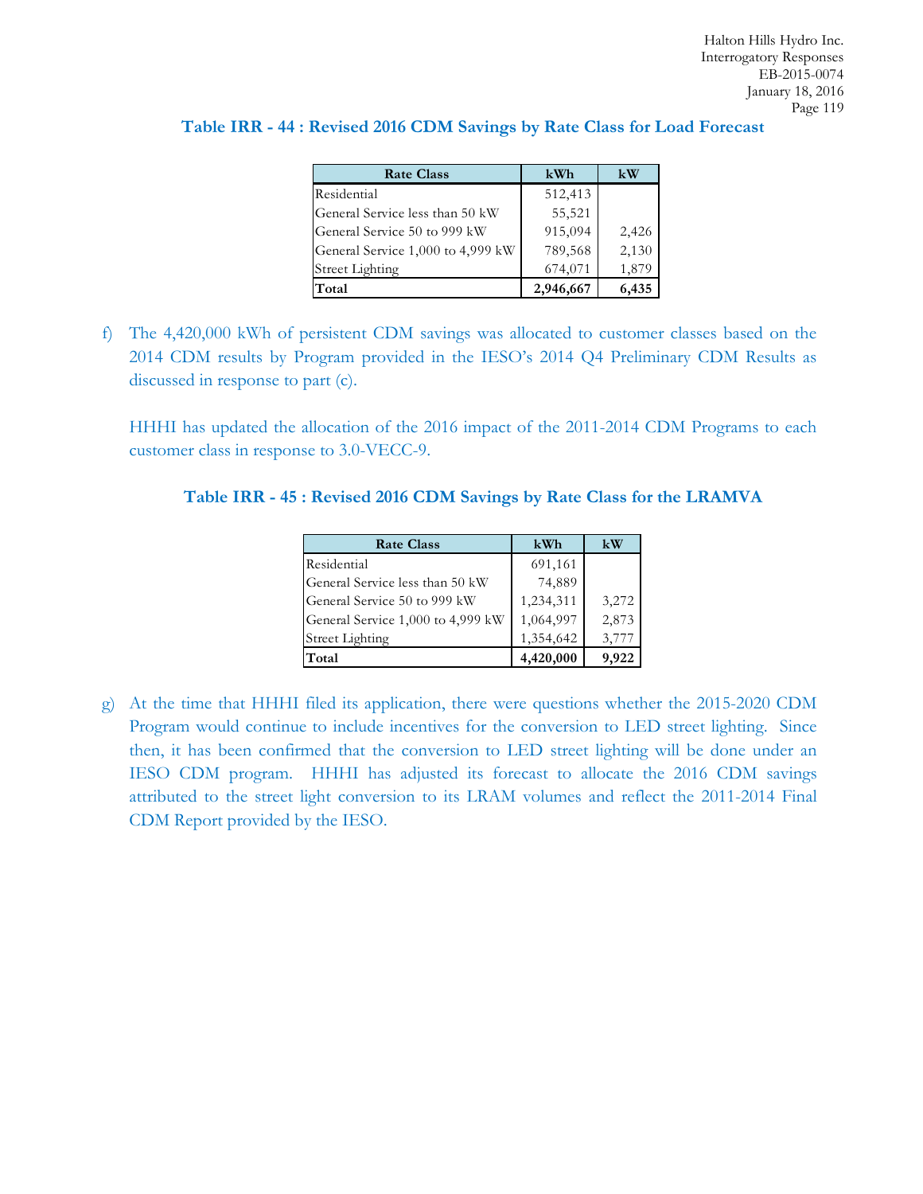**Table IRR - 44 : Revised 2016 CDM Savings by Rate Class for Load Forecast**

| Rate Class | kWh | kW |
|---|---|---|
| Residential | 512,413 | |
| General Service less than 50 kW | 55,521 | |
| General Service 50 to 999 kW | 915,094 | 2,426 |
| General Service 1,000 to 4,999 kW | 789,568 | 2,130 |
| Street Lighting | 674,071 | 1,879 |
| **Total** | **2,946,667** | **6,435** |

f) The 4,420,000 kWh of persistent CDM savings was allocated to customer classes based on the 2014 CDM results by Program provided in the IESO's 2014 Q4 Preliminary CDM Results as discussed in response to part (c).

HHHI has updated the allocation of the 2016 impact of the 2011-2014 CDM Programs to each customer class in response to 3.0-VECC-9.

**Table IRR - 45 : Revised 2016 CDM Savings by Rate Class for the LRAMVA**

| Rate Class | kWh | kW |
|---|---|---|
| Residential | 691,161 | |
| General Service less than 50 kW | 74,889 | |
| General Service 50 to 999 kW | 1,234,311 | 3,272 |
| General Service 1,000 to 4,999 kW | 1,064,997 | 2,873 |
| Street Lighting | 1,354,642 | 3,777 |
| **Total** | **4,420,000** | **9,922** |

g) At the time that HHHI filed its application, there were questions whether the 2015-2020 CDM Program would continue to include incentives for the conversion to LED street lighting. Since then, it has been confirmed that the conversion to LED street lighting will be done under an IESO CDM program. HHHI has adjusted its forecast to allocate the 2016 CDM savings attributed to the street light conversion to its LRAM volumes and reflect the 2011-2014 Final CDM Report provided by the IESO.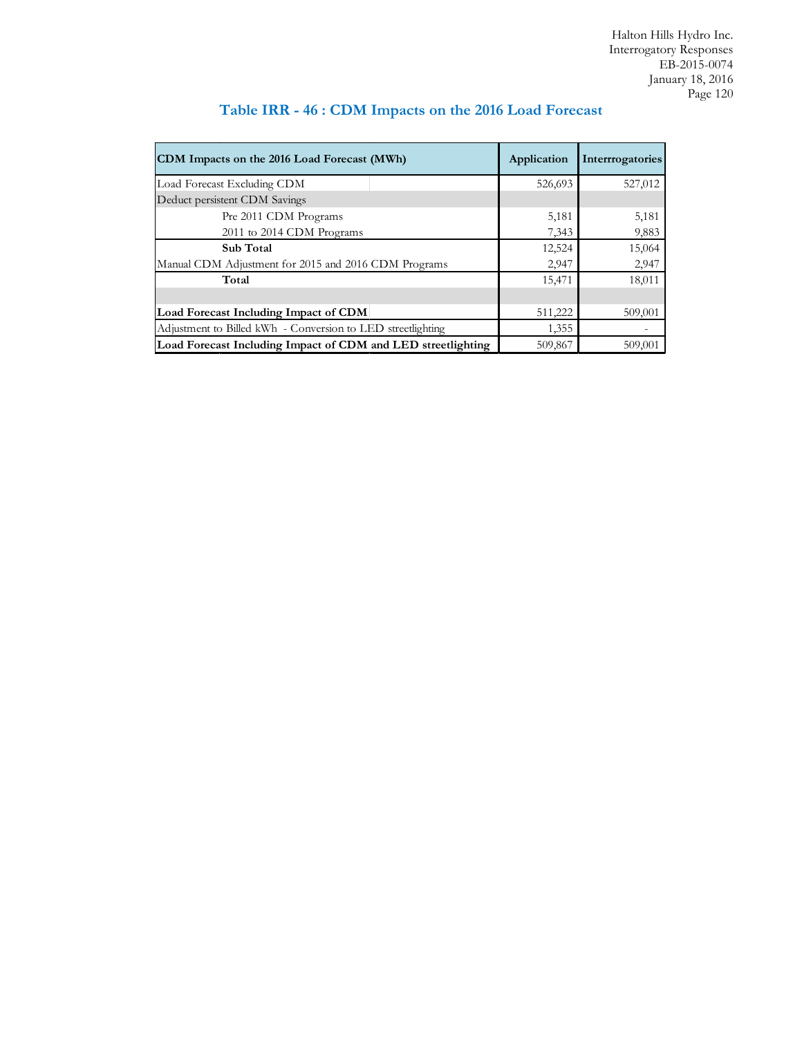## Table IRR - 46 : CDM Impacts on the 2016 Load Forecast

| CDM Impacts on the 2016 Load Forecast (MWh) | Application | Interrrogatories |
|---|---|---|
| Load Forecast Excluding CDM | 526,693 | 527,012 |
| Deduct persistent CDM Savings | | |
| Pre 2011 CDM Programs | 5,181 | 5,181 |
| 2011 to 2014 CDM Programs | 7,343 | 9,883 |
| **Sub Total** | 12,524 | 15,064 |
| Manual CDM Adjustment for 2015 and 2016 CDM Programs | 2,947 | 2,947 |
| **Total** | 15,471 | 18,011 |
| | | |
| **Load Forecast Including Impact of CDM** | 511,222 | 509,001 |
| Adjustment to Billed kWh - Conversion to LED streetlighting | 1,355 | - |
| **Load Forecast Including Impact of CDM and LED streetlighting** | 509,867 | 509,001 |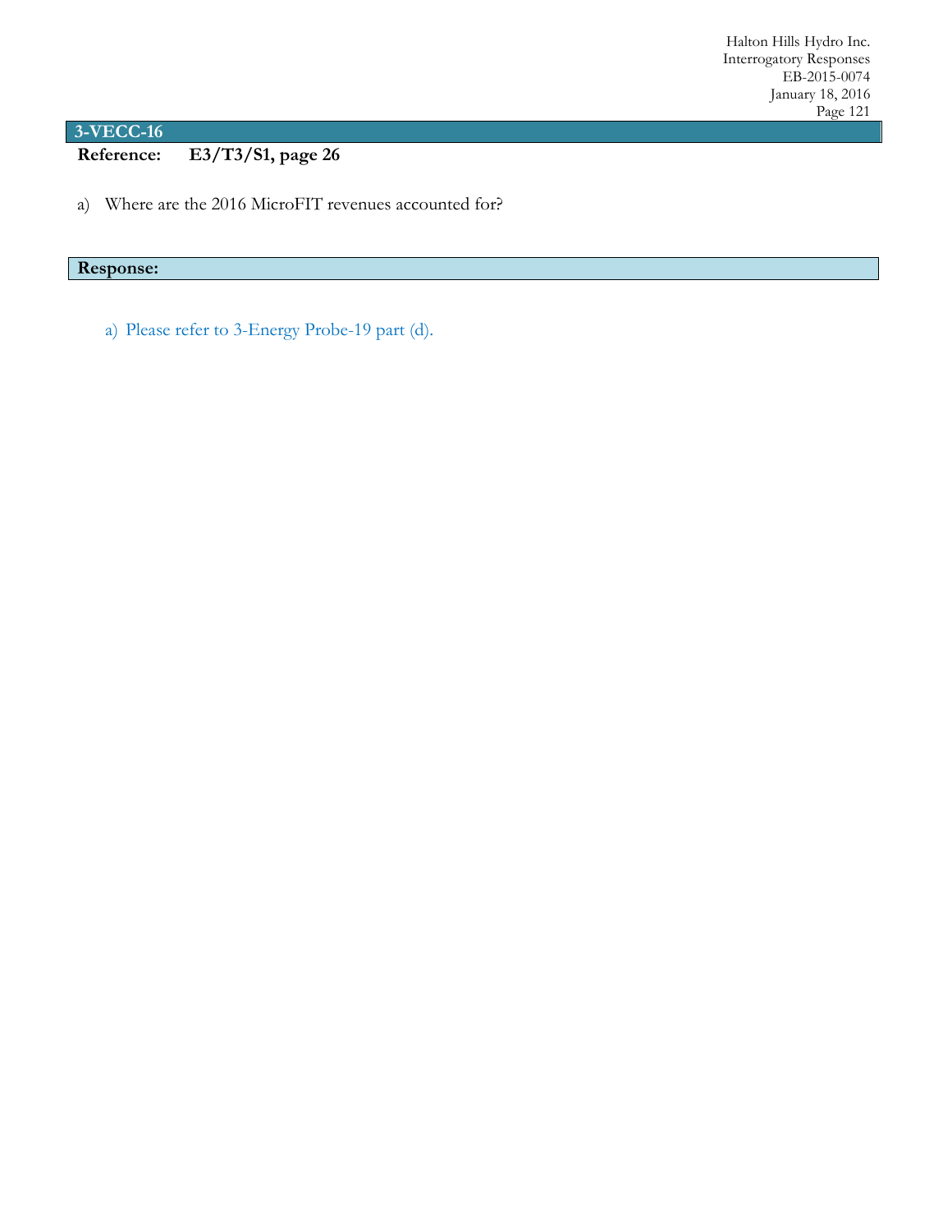## 3-VECC-16

**Reference: E3/T3/S1, page 26**

a) Where are the 2016 MicroFIT revenues accounted for?

**Response:**

a) Please refer to 3-Energy Probe-19 part (d).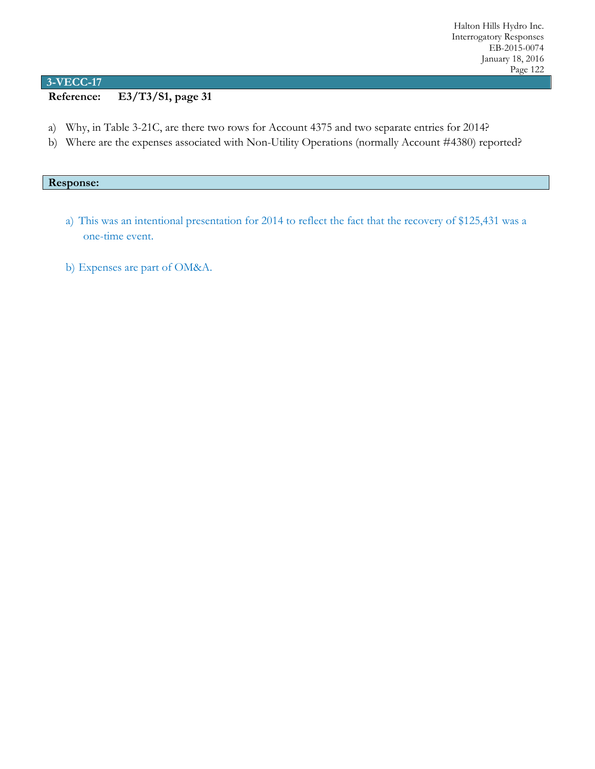## 3-VECC-17

**Reference: E3/T3/S1, page 31**

a) Why, in Table 3-21C, are there two rows for Account 4375 and two separate entries for 2014?

b) Where are the expenses associated with Non-Utility Operations (normally Account #4380) reported?

**Response:**

a) This was an intentional presentation for 2014 to reflect the fact that the recovery of $125,431 was a one-time event.

b) Expenses are part of OM&A.